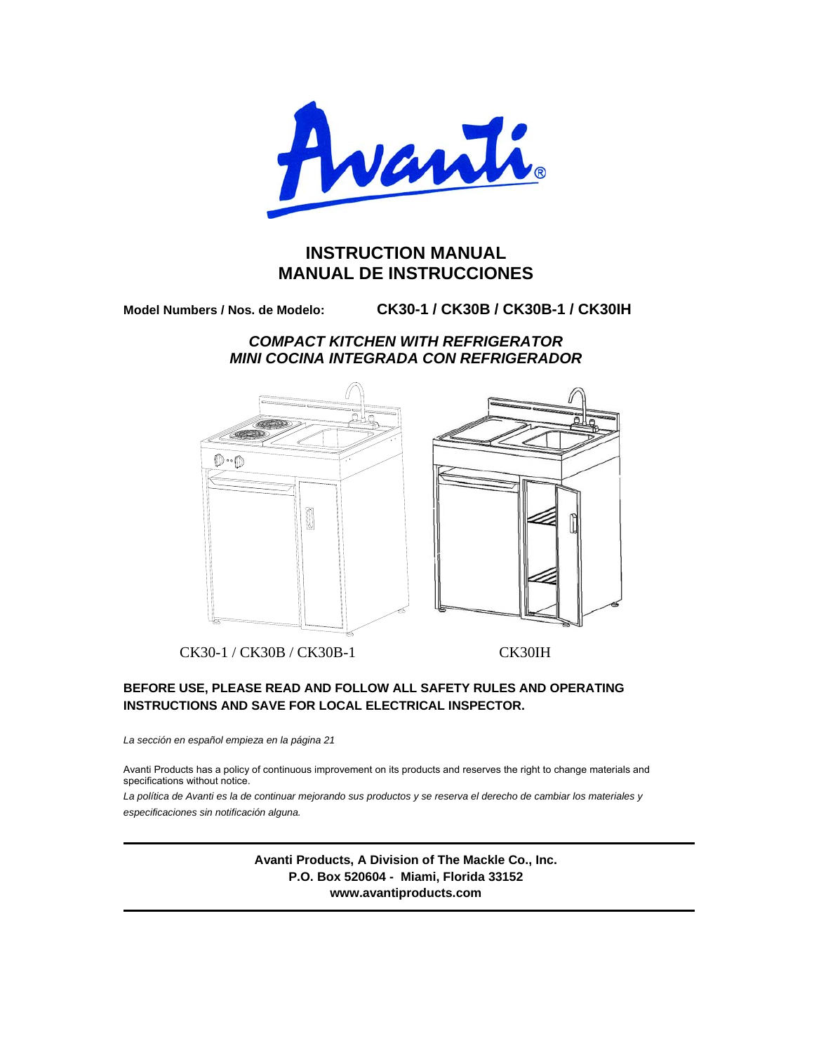Avanti®

# INSTRUCTION MANUAL
# MANUAL DE INSTRUCCIONES

**Model Numbers / Nos. de Modelo:** **CK30-1 / CK30B / CK30B-1 / CK30IH**

## *COMPACT KITCHEN WITH REFRIGERATOR*
## *MINI COCINA INTEGRADA CON REFRIGERADOR*

CK30-1 / CK30B / CK30B-1 CK30IH

**BEFORE USE, PLEASE READ AND FOLLOW ALL SAFETY RULES AND OPERATING INSTRUCTIONS AND SAVE FOR LOCAL ELECTRICAL INSPECTOR.**

*La sección en español empieza en la página 21*

Avanti Products has a policy of continuous improvement on its products and reserves the right to change materials and specifications without notice.

*La política de Avanti es la de continuar mejorando sus productos y se reserva el derecho de cambiar los materiales y especificaciones sin notificación alguna.*

---

**Avanti Products, A Division of The Mackle Co., Inc.**
**P.O. Box 520604 - Miami, Florida 33152**
**www.avantiproducts.com**

---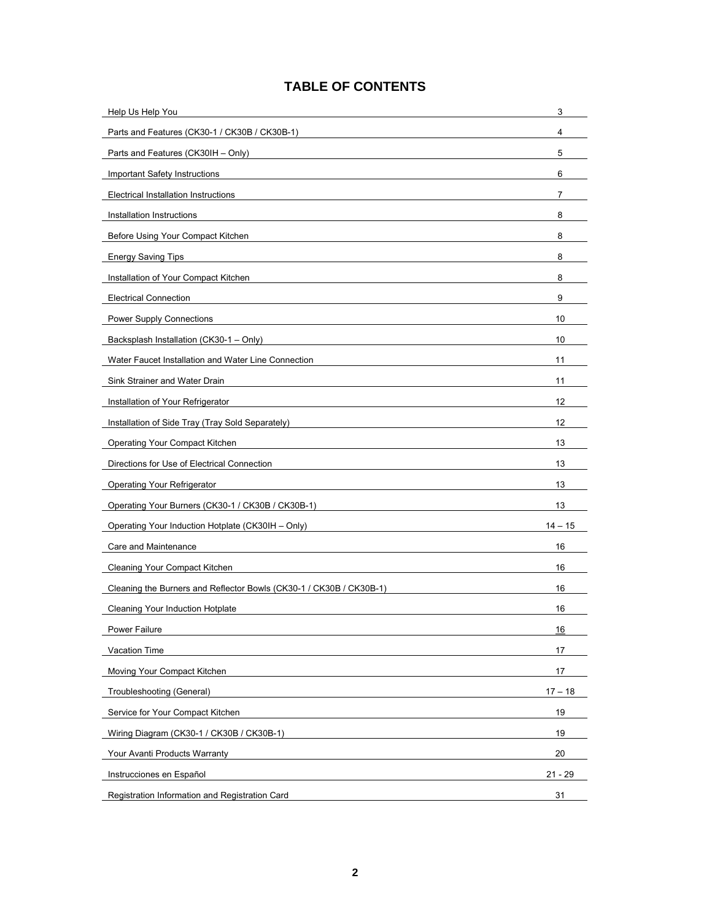# TABLE OF CONTENTS

| | |
|---|---|
| Help Us Help You | 3 |
| Parts and Features (CK30-1 / CK30B / CK30B-1) | 4 |
| Parts and Features (CK30IH – Only) | 5 |
| Important Safety Instructions | 6 |
| Electrical Installation Instructions | 7 |
| Installation Instructions | 8 |
| Before Using Your Compact Kitchen | 8 |
| Energy Saving Tips | 8 |
| Installation of Your Compact Kitchen | 8 |
| Electrical Connection | 9 |
| Power Supply Connections | 10 |
| Backsplash Installation (CK30-1 – Only) | 10 |
| Water Faucet Installation and Water Line Connection | 11 |
| Sink Strainer and Water Drain | 11 |
| Installation of Your Refrigerator | 12 |
| Installation of Side Tray (Tray Sold Separately) | 12 |
| Operating Your Compact Kitchen | 13 |
| Directions for Use of Electrical Connection | 13 |
| Operating Your Refrigerator | 13 |
| Operating Your Burners (CK30-1 / CK30B / CK30B-1) | 13 |
| Operating Your Induction Hotplate (CK30IH – Only) | 14 – 15 |
| Care and Maintenance | 16 |
| Cleaning Your Compact Kitchen | 16 |
| Cleaning the Burners and Reflector Bowls (CK30-1 / CK30B / CK30B-1) | 16 |
| Cleaning Your Induction Hotplate | 16 |
| Power Failure | 16 |
| Vacation Time | 17 |
| Moving Your Compact Kitchen | 17 |
| Troubleshooting (General) | 17 – 18 |
| Service for Your Compact Kitchen | 19 |
| Wiring Diagram (CK30-1 / CK30B / CK30B-1) | 19 |
| Your Avanti Products Warranty | 20 |
| Instrucciones en Español | 21 - 29 |
| Registration Information and Registration Card | 31 |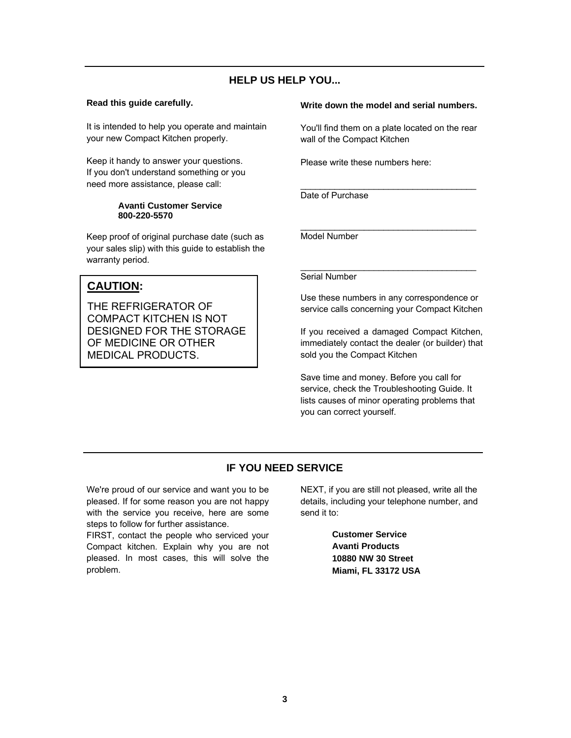## HELP US HELP YOU...

**Read this guide carefully.**

It is intended to help you operate and maintain your new Compact Kitchen properly.

Keep it handy to answer your questions. If you don't understand something or you need more assistance, please call:

**Avanti Customer Service**
**800-220-5570**

Keep proof of original purchase date (such as your sales slip) with this guide to establish the warranty period.

> **CAUTION:**
>
> THE REFRIGERATOR OF COMPACT KITCHEN IS NOT DESIGNED FOR THE STORAGE OF MEDICINE OR OTHER MEDICAL PRODUCTS.

**Write down the model and serial numbers.**

You'll find them on a plate located on the rear wall of the Compact Kitchen

Please write these numbers here:

____________________________________
Date of Purchase

____________________________________
Model Number

____________________________________
Serial Number

Use these numbers in any correspondence or service calls concerning your Compact Kitchen

If you received a damaged Compact Kitchen, immediately contact the dealer (or builder) that sold you the Compact Kitchen

Save time and money. Before you call for service, check the Troubleshooting Guide. It lists causes of minor operating problems that you can correct yourself.

## IF YOU NEED SERVICE

We're proud of our service and want you to be pleased. If for some reason you are not happy with the service you receive, here are some steps to follow for further assistance.

FIRST, contact the people who serviced your Compact kitchen. Explain why you are not pleased. In most cases, this will solve the problem.

NEXT, if you are still not pleased, write all the details, including your telephone number, and send it to:

**Customer Service**
**Avanti Products**
**10880 NW 30 Street**
**Miami, FL 33172 USA**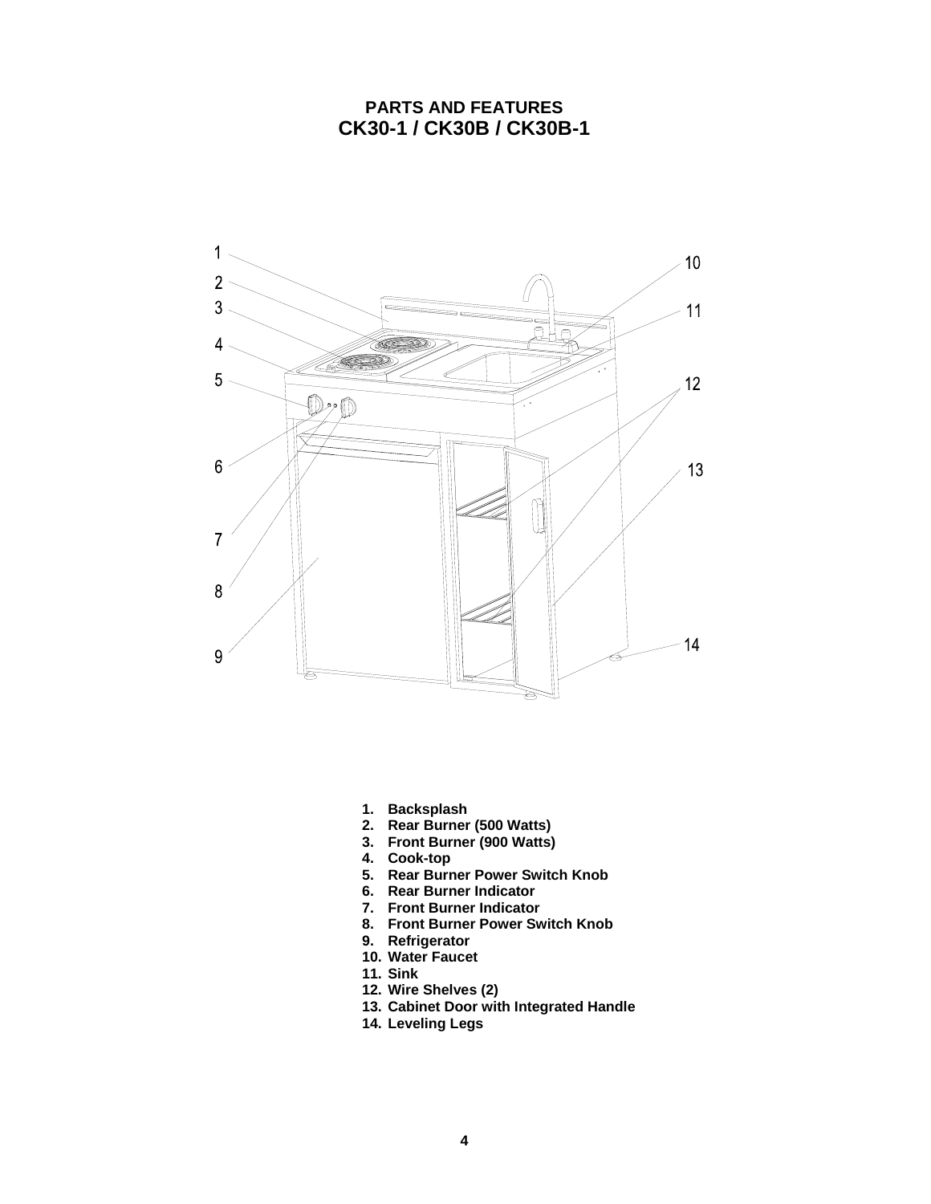**PARTS AND FEATURES**

**CK30-1 / CK30B / CK30B-1**

1. **Backsplash**
2. **Rear Burner (500 Watts)**
3. **Front Burner (900 Watts)**
4. **Cook-top**
5. **Rear Burner Power Switch Knob**
6. **Rear Burner Indicator**
7. **Front Burner Indicator**
8. **Front Burner Power Switch Knob**
9. **Refrigerator**
10. **Water Faucet**
11. **Sink**
12. **Wire Shelves (2)**
13. **Cabinet Door with Integrated Handle**
14. **Leveling Legs**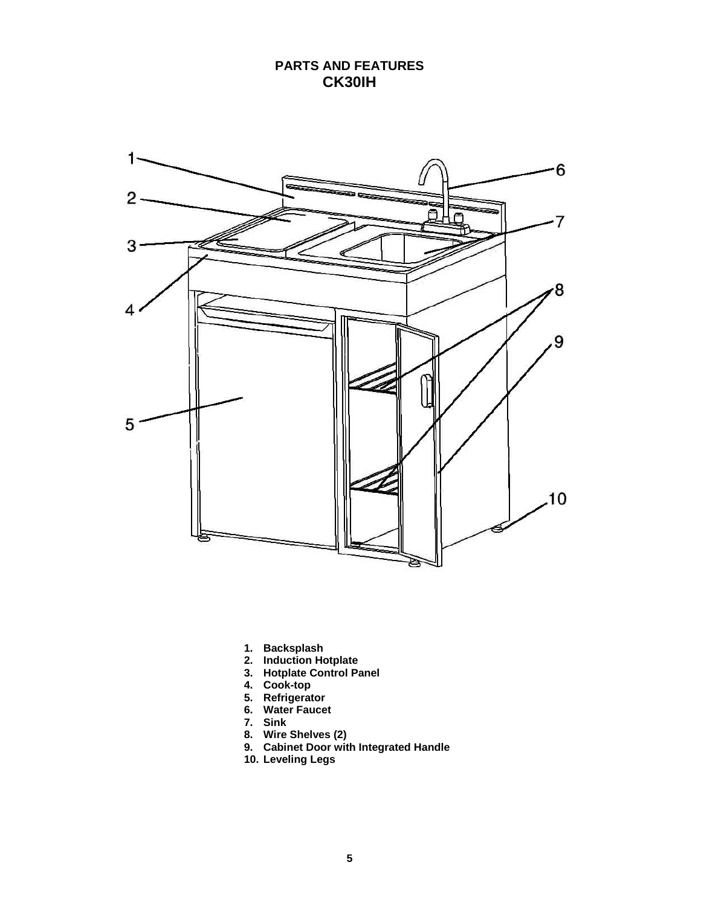# PARTS AND FEATURES
## CK30IH

1. **Backsplash**
2. **Induction Hotplate**
3. **Hotplate Control Panel**
4. **Cook-top**
5. **Refrigerator**
6. **Water Faucet**
7. **Sink**
8. **Wire Shelves (2)**
9. **Cabinet Door with Integrated Handle**
10. **Leveling Legs**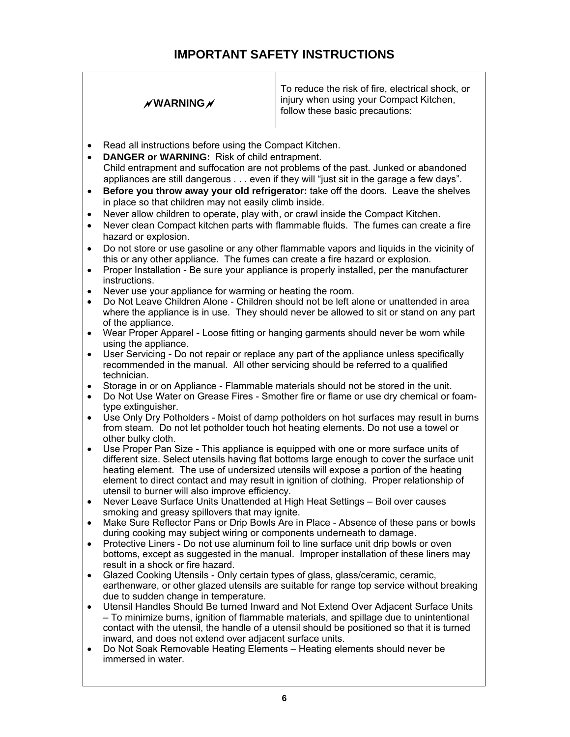# IMPORTANT SAFETY INSTRUCTIONS

| ⚡**WARNING**⚡ | To reduce the risk of fire, electrical shock, or injury when using your Compact Kitchen, follow these basic precautions: |
|---|---|

- Read all instructions before using the Compact Kitchen.
- **DANGER or WARNING:** Risk of child entrapment.
  Child entrapment and suffocation are not problems of the past. Junked or abandoned appliances are still dangerous . . . even if they will "just sit in the garage a few days".
- **Before you throw away your old refrigerator:** take off the doors. Leave the shelves in place so that children may not easily climb inside.
- Never allow children to operate, play with, or crawl inside the Compact Kitchen.
- Never clean Compact kitchen parts with flammable fluids. The fumes can create a fire hazard or explosion.
- Do not store or use gasoline or any other flammable vapors and liquids in the vicinity of this or any other appliance. The fumes can create a fire hazard or explosion.
- Proper Installation - Be sure your appliance is properly installed, per the manufacturer instructions.
- Never use your appliance for warming or heating the room.
- Do Not Leave Children Alone - Children should not be left alone or unattended in area where the appliance is in use. They should never be allowed to sit or stand on any part of the appliance.
- Wear Proper Apparel - Loose fitting or hanging garments should never be worn while using the appliance.
- User Servicing - Do not repair or replace any part of the appliance unless specifically recommended in the manual. All other servicing should be referred to a qualified technician.
- Storage in or on Appliance - Flammable materials should not be stored in the unit.
- Do Not Use Water on Grease Fires - Smother fire or flame or use dry chemical or foam-type extinguisher.
- Use Only Dry Potholders - Moist of damp potholders on hot surfaces may result in burns from steam. Do not let potholder touch hot heating elements. Do not use a towel or other bulky cloth.
- Use Proper Pan Size - This appliance is equipped with one or more surface units of different size. Select utensils having flat bottoms large enough to cover the surface unit heating element. The use of undersized utensils will expose a portion of the heating element to direct contact and may result in ignition of clothing. Proper relationship of utensil to burner will also improve efficiency.
- Never Leave Surface Units Unattended at High Heat Settings – Boil over causes smoking and greasy spillovers that may ignite.
- Make Sure Reflector Pans or Drip Bowls Are in Place - Absence of these pans or bowls during cooking may subject wiring or components underneath to damage.
- Protective Liners - Do not use aluminum foil to line surface unit drip bowls or oven bottoms, except as suggested in the manual. Improper installation of these liners may result in a shock or fire hazard.
- Glazed Cooking Utensils - Only certain types of glass, glass/ceramic, ceramic, earthenware, or other glazed utensils are suitable for range top service without breaking due to sudden change in temperature.
- Utensil Handles Should Be turned Inward and Not Extend Over Adjacent Surface Units – To minimize burns, ignition of flammable materials, and spillage due to unintentional contact with the utensil, the handle of a utensil should be positioned so that it is turned inward, and does not extend over adjacent surface units.
- Do Not Soak Removable Heating Elements – Heating elements should never be immersed in water.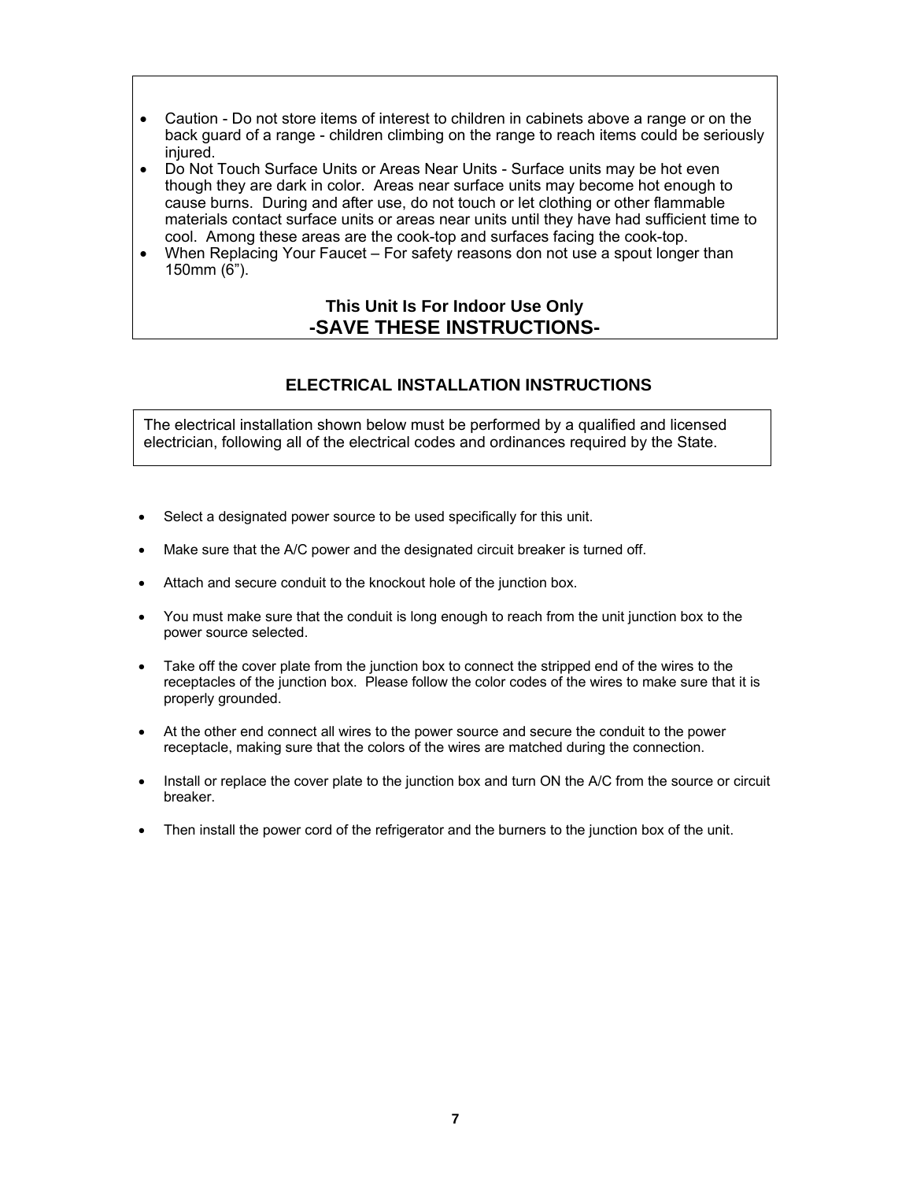- Caution - Do not store items of interest to children in cabinets above a range or on the back guard of a range - children climbing on the range to reach items could be seriously injured.
- Do Not Touch Surface Units or Areas Near Units - Surface units may be hot even though they are dark in color. Areas near surface units may become hot enough to cause burns. During and after use, do not touch or let clothing or other flammable materials contact surface units or areas near units until they have had sufficient time to cool. Among these areas are the cook-top and surfaces facing the cook-top.
- When Replacing Your Faucet – For safety reasons don not use a spout longer than 150mm (6").

**This Unit Is For Indoor Use Only**

**-SAVE THESE INSTRUCTIONS-**

## ELECTRICAL INSTALLATION INSTRUCTIONS

The electrical installation shown below must be performed by a qualified and licensed electrician, following all of the electrical codes and ordinances required by the State.

- Select a designated power source to be used specifically for this unit.
- Make sure that the A/C power and the designated circuit breaker is turned off.
- Attach and secure conduit to the knockout hole of the junction box.
- You must make sure that the conduit is long enough to reach from the unit junction box to the power source selected.
- Take off the cover plate from the junction box to connect the stripped end of the wires to the receptacles of the junction box. Please follow the color codes of the wires to make sure that it is properly grounded.
- At the other end connect all wires to the power source and secure the conduit to the power receptacle, making sure that the colors of the wires are matched during the connection.
- Install or replace the cover plate to the junction box and turn ON the A/C from the source or circuit breaker.
- Then install the power cord of the refrigerator and the burners to the junction box of the unit.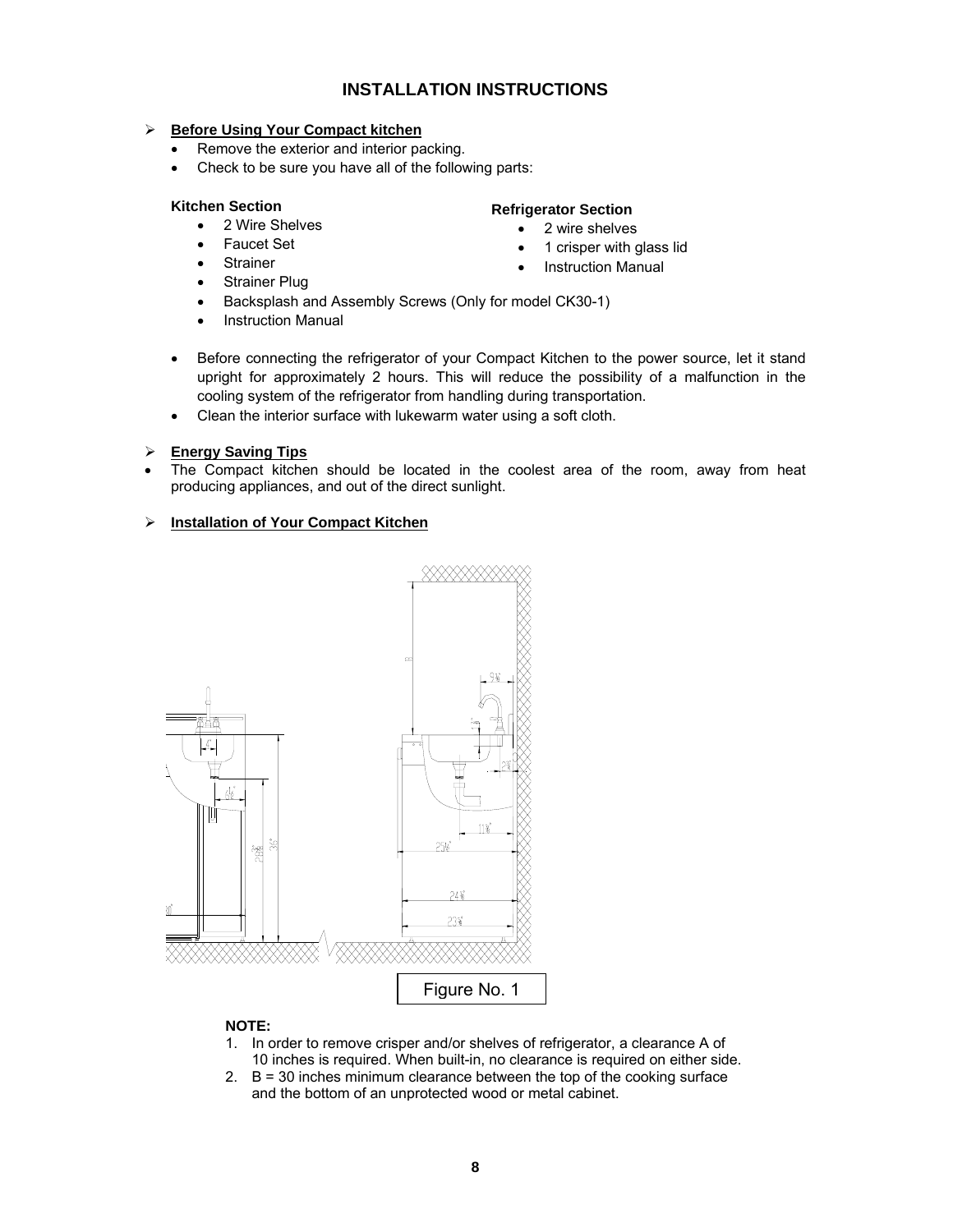# INSTALLATION INSTRUCTIONS

➢ **Before Using Your Compact kitchen**

- Remove the exterior and interior packing.
- Check to be sure you have all of the following parts:

**Kitchen Section**

- 2 Wire Shelves
- Faucet Set
- Strainer
- Strainer Plug
- Backsplash and Assembly Screws (Only for model CK30-1)
- Instruction Manual

**Refrigerator Section**

- 2 wire shelves
- 1 crisper with glass lid
- Instruction Manual

- Before connecting the refrigerator of your Compact Kitchen to the power source, let it stand upright for approximately 2 hours. This will reduce the possibility of a malfunction in the cooling system of the refrigerator from handling during transportation.
- Clean the interior surface with lukewarm water using a soft cloth.

➢ **Energy Saving Tips**

- The Compact kitchen should be located in the coolest area of the room, away from heat producing appliances, and out of the direct sunlight.

➢ **Installation of Your Compact Kitchen**

Figure No. 1

**NOTE:**

1. In order to remove crisper and/or shelves of refrigerator, a clearance A of 10 inches is required. When built-in, no clearance is required on either side.
2. B = 30 inches minimum clearance between the top of the cooking surface and the bottom of an unprotected wood or metal cabinet.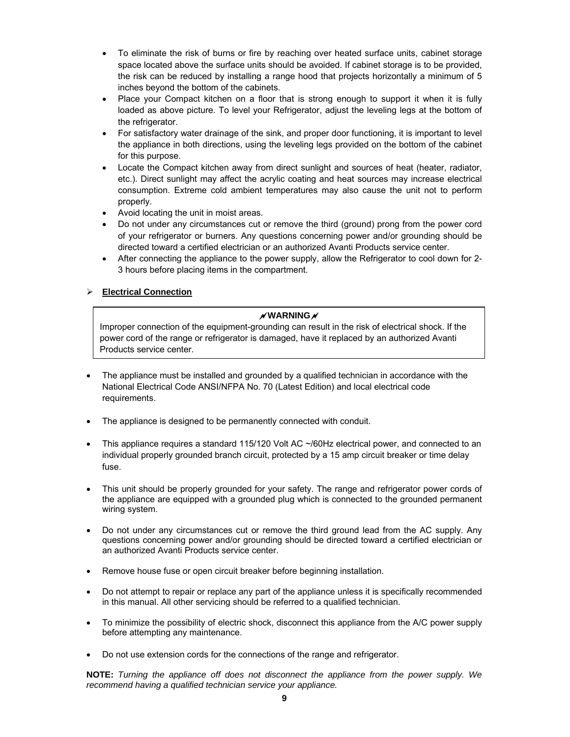- To eliminate the risk of burns or fire by reaching over heated surface units, cabinet storage space located above the surface units should be avoided. If cabinet storage is to be provided, the risk can be reduced by installing a range hood that projects horizontally a minimum of 5 inches beyond the bottom of the cabinets.
- Place your Compact kitchen on a floor that is strong enough to support it when it is fully loaded as above picture. To level your Refrigerator, adjust the leveling legs at the bottom of the refrigerator.
- For satisfactory water drainage of the sink, and proper door functioning, it is important to level the appliance in both directions, using the leveling legs provided on the bottom of the cabinet for this purpose.
- Locate the Compact kitchen away from direct sunlight and sources of heat (heater, radiator, etc.). Direct sunlight may affect the acrylic coating and heat sources may increase electrical consumption. Extreme cold ambient temperatures may also cause the unit not to perform properly.
- Avoid locating the unit in moist areas.
- Do not under any circumstances cut or remove the third (ground) prong from the power cord of your refrigerator or burners. Any questions concerning power and/or grounding should be directed toward a certified electrician or an authorized Avanti Products service center.
- After connecting the appliance to the power supply, allow the Refrigerator to cool down for 2-3 hours before placing items in the compartment.

## Electrical Connection

**WARNING**

Improper connection of the equipment-grounding can result in the risk of electrical shock. If the power cord of the range or refrigerator is damaged, have it replaced by an authorized Avanti Products service center.

- The appliance must be installed and grounded by a qualified technician in accordance with the National Electrical Code ANSI/NFPA No. 70 (Latest Edition) and local electrical code requirements.
- The appliance is designed to be permanently connected with conduit.
- This appliance requires a standard 115/120 Volt AC ~/60Hz electrical power, and connected to an individual properly grounded branch circuit, protected by a 15 amp circuit breaker or time delay fuse.
- This unit should be properly grounded for your safety. The range and refrigerator power cords of the appliance are equipped with a grounded plug which is connected to the grounded permanent wiring system.
- Do not under any circumstances cut or remove the third ground lead from the AC supply. Any questions concerning power and/or grounding should be directed toward a certified electrician or an authorized Avanti Products service center.
- Remove house fuse or open circuit breaker before beginning installation.
- Do not attempt to repair or replace any part of the appliance unless it is specifically recommended in this manual. All other servicing should be referred to a qualified technician.
- To minimize the possibility of electric shock, disconnect this appliance from the A/C power supply before attempting any maintenance.
- Do not use extension cords for the connections of the range and refrigerator.

**NOTE:** *Turning the appliance off does not disconnect the appliance from the power supply. We recommend having a qualified technician service your appliance.*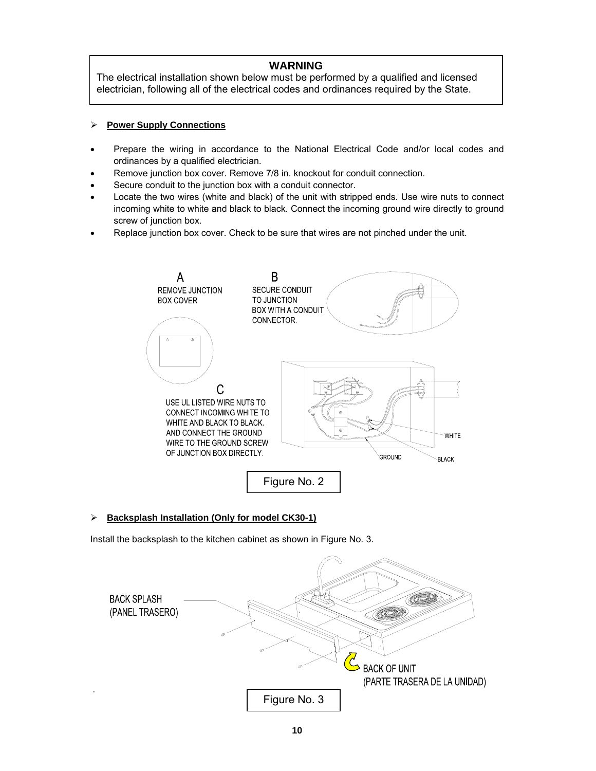**WARNING**

The electrical installation shown below must be performed by a qualified and licensed electrician, following all of the electrical codes and ordinances required by the State.

➢ **Power Supply Connections**

- Prepare the wiring in accordance to the National Electrical Code and/or local codes and ordinances by a qualified electrician.
- Remove junction box cover. Remove 7/8 in. knockout for conduit connection.
- Secure conduit to the junction box with a conduit connector.
- Locate the two wires (white and black) of the unit with stripped ends. Use wire nuts to connect incoming white to white and black to black. Connect the incoming ground wire directly to ground screw of junction box.
- Replace junction box cover. Check to be sure that wires are not pinched under the unit.

A
REMOVE JUNCTION BOX COVER

B
SECURE CONDUIT TO JUNCTION BOX WITH A CONDUIT CONNECTOR.

C
USE UL LISTED WIRE NUTS TO CONNECT INCOMING WHITE TO WHITE AND BLACK TO BLACK. AND CONNECT THE GROUND WIRE TO THE GROUND SCREW OF JUNCTION BOX DIRECTLY.

WHITE
GROUND
BLACK

Figure No. 2

➢ **Backsplash Installation (Only for model CK30-1)**

Install the backsplash to the kitchen cabinet as shown in Figure No. 3.

BACK SPLASH
(PANEL TRASERO)

BACK OF UNIT
(PARTE TRASERA DE LA UNIDAD)

Figure No. 3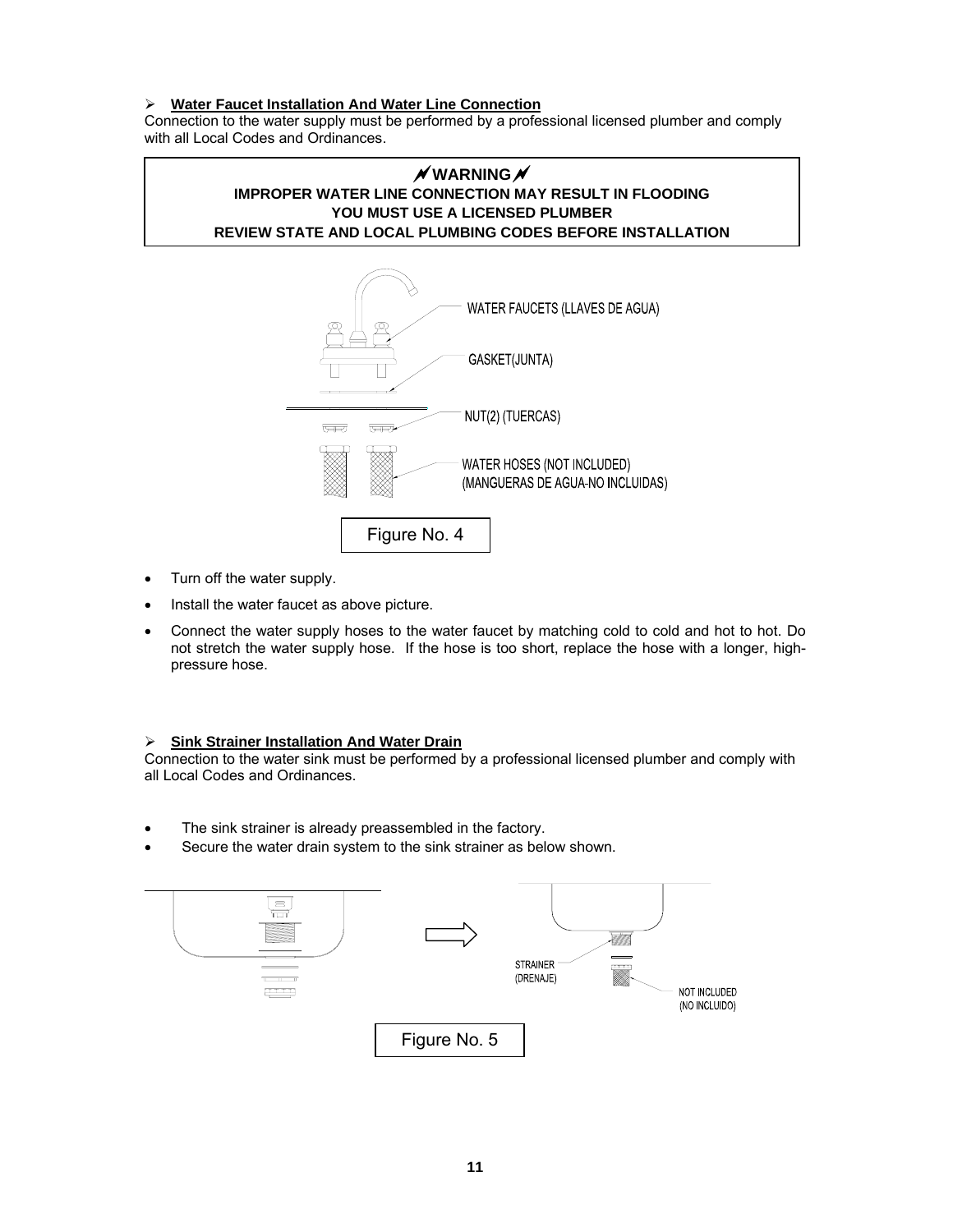## **Water Faucet Installation And Water Line Connection**

Connection to the water supply must be performed by a professional licensed plumber and comply with all Local Codes and Ordinances.

> **WARNING**
> **IMPROPER WATER LINE CONNECTION MAY RESULT IN FLOODING**
> **YOU MUST USE A LICENSED PLUMBER**
> **REVIEW STATE AND LOCAL PLUMBING CODES BEFORE INSTALLATION**

WATER FAUCETS (LLAVES DE AGUA)

GASKET(JUNTA)

NUT(2) (TUERCAS)

WATER HOSES (NOT INCLUDED) (MANGUERAS DE AGUA-NO INCLUIDAS)

Figure No. 4

- Turn off the water supply.
- Install the water faucet as above picture.
- Connect the water supply hoses to the water faucet by matching cold to cold and hot to hot. Do not stretch the water supply hose. If the hose is too short, replace the hose with a longer, high-pressure hose.

## **Sink Strainer Installation And Water Drain**

Connection to the water sink must be performed by a professional licensed plumber and comply with all Local Codes and Ordinances.

- The sink strainer is already preassembled in the factory.
- Secure the water drain system to the sink strainer as below shown.

STRAINER (DRENAJE)

NOT INCLUDED (NO INCLUIDO)

Figure No. 5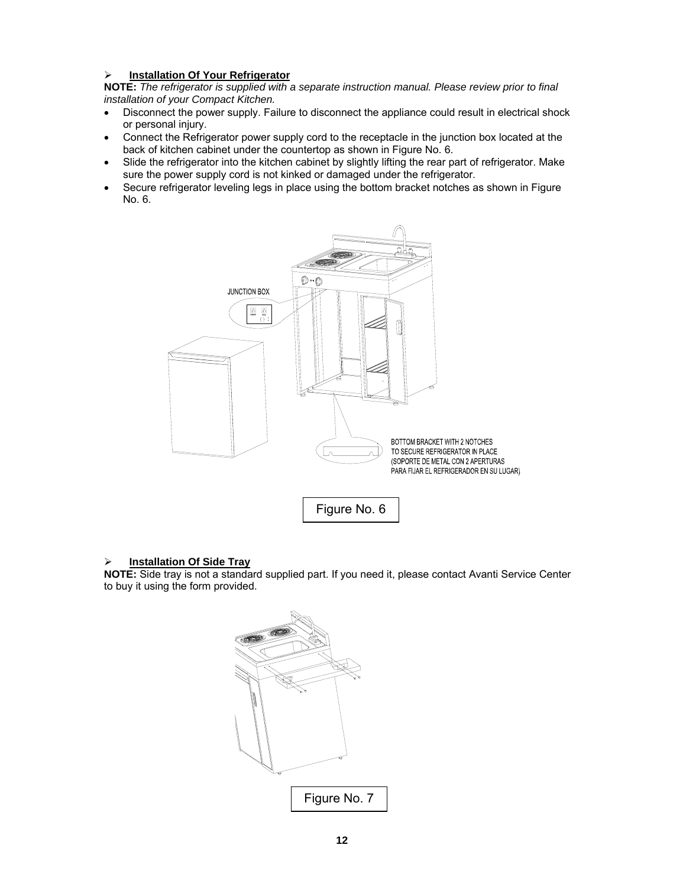## **Installation Of Your Refrigerator**

**NOTE:** *The refrigerator is supplied with a separate instruction manual. Please review prior to final installation of your Compact Kitchen.*

- Disconnect the power supply. Failure to disconnect the appliance could result in electrical shock or personal injury.
- Connect the Refrigerator power supply cord to the receptacle in the junction box located at the back of kitchen cabinet under the countertop as shown in Figure No. 6.
- Slide the refrigerator into the kitchen cabinet by slightly lifting the rear part of refrigerator. Make sure the power supply cord is not kinked or damaged under the refrigerator.
- Secure refrigerator leveling legs in place using the bottom bracket notches as shown in Figure No. 6.

JUNCTION BOX

BOTTOM BRACKET WITH 2 NOTCHES TO SECURE REFRIGERATOR IN PLACE (SOPORTE DE METAL CON 2 APERTURAS PARA FIJAR EL REFRIGERADOR EN SU LUGAR)

Figure No. 6

## **Installation Of Side Tray**

**NOTE:** Side tray is not a standard supplied part. If you need it, please contact Avanti Service Center to buy it using the form provided.

Figure No. 7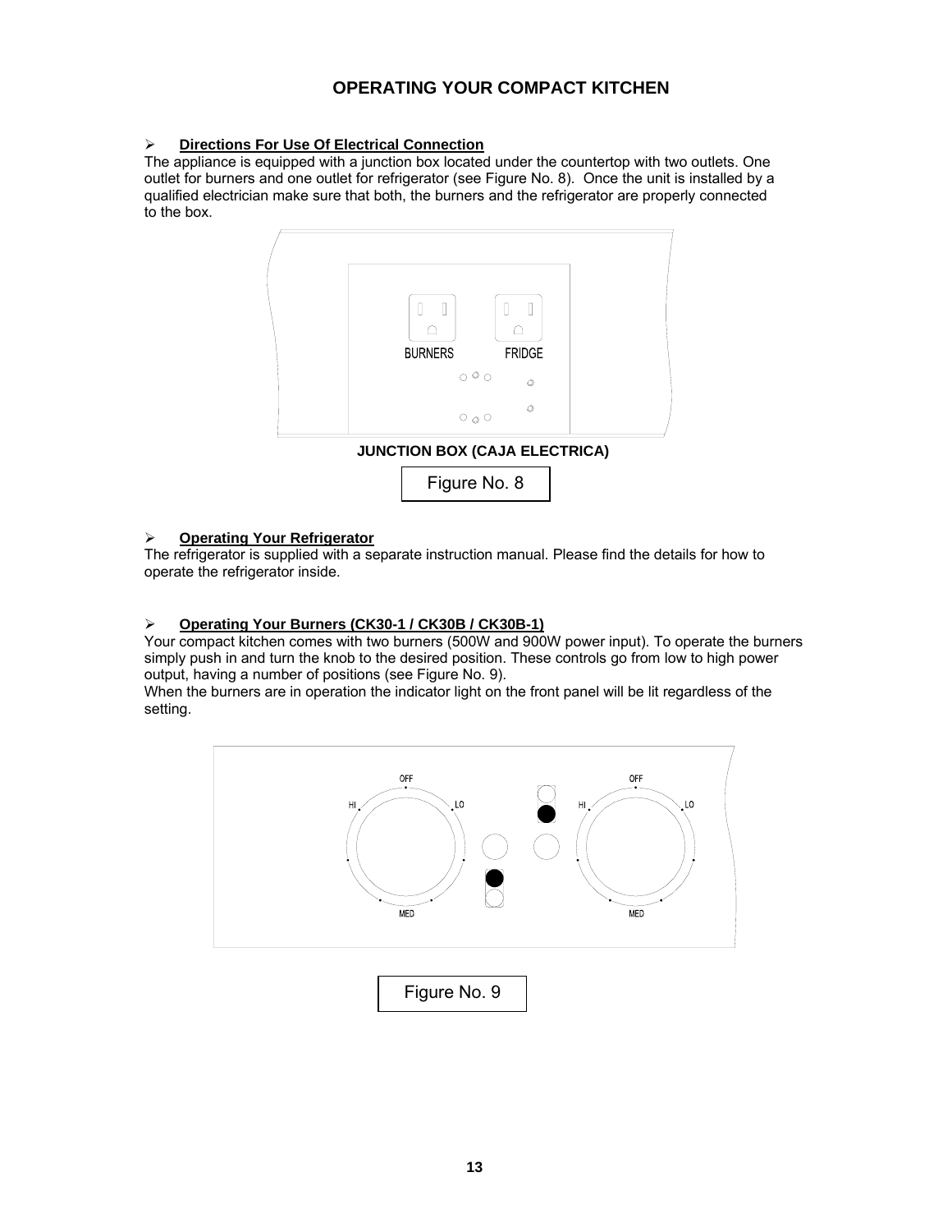# OPERATING YOUR COMPACT KITCHEN

- **Directions For Use Of Electrical Connection**

The appliance is equipped with a junction box located under the countertop with two outlets. One outlet for burners and one outlet for refrigerator (see Figure No. 8). Once the unit is installed by a qualified electrician make sure that both, the burners and the refrigerator are properly connected to the box.

BURNERS FRIDGE

**JUNCTION BOX (CAJA ELECTRICA)**

Figure No. 8

- **Operating Your Refrigerator**

The refrigerator is supplied with a separate instruction manual. Please find the details for how to operate the refrigerator inside.

- **Operating Your Burners (CK30-1 / CK30B / CK30B-1)**

Your compact kitchen comes with two burners (500W and 900W power input). To operate the burners simply push in and turn the knob to the desired position. These controls go from low to high power output, having a number of positions (see Figure No. 9).

When the burners are in operation the indicator light on the front panel will be lit regardless of the setting.

OFF HI LO MED OFF HI LO MED

Figure No. 9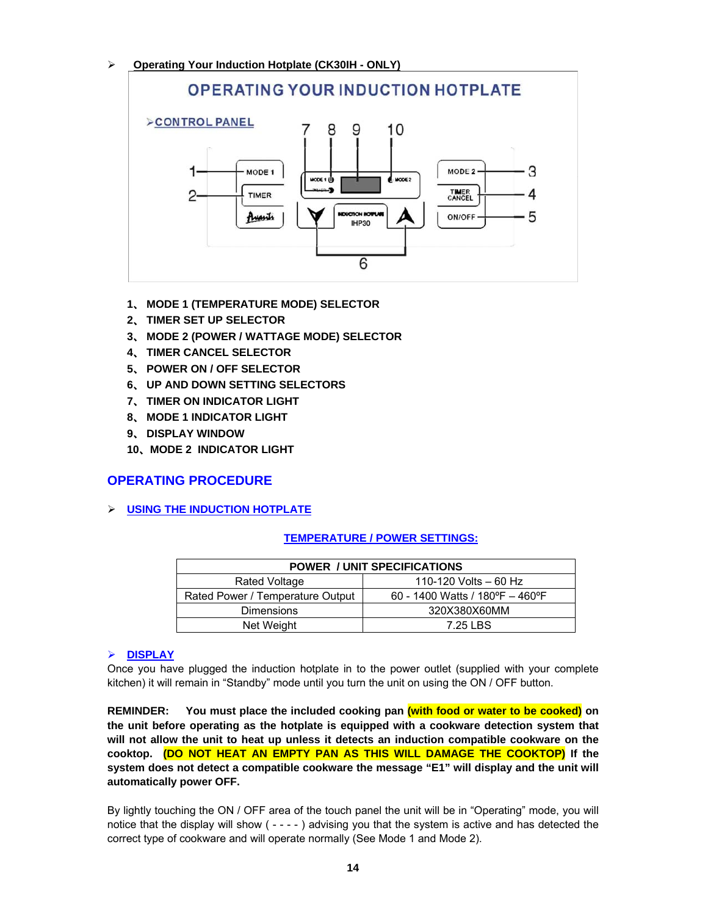- **Operating Your Induction Hotplate (CK30IH - ONLY)**

## OPERATING YOUR INDUCTION HOTPLATE

➢ CONTROL PANEL

1、 **MODE 1 (TEMPERATURE MODE) SELECTOR**
2、 **TIMER SET UP SELECTOR**
3、 **MODE 2 (POWER / WATTAGE MODE) SELECTOR**
4、 **TIMER CANCEL SELECTOR**
5、 **POWER ON / OFF SELECTOR**
6、 **UP AND DOWN SETTING SELECTORS**
7、 **TIMER ON INDICATOR LIGHT**
8、 **MODE 1 INDICATOR LIGHT**
9、 **DISPLAY WINDOW**
10、 **MODE 2 INDICATOR LIGHT**

## OPERATING PROCEDURE

- **USING THE INDUCTION HOTPLATE**

**TEMPERATURE / POWER SETTINGS:**

| POWER / UNIT SPECIFICATIONS | |
|---|---|
| Rated Voltage | 110-120 Volts – 60 Hz |
| Rated Power / Temperature Output | 60 - 1400 Watts / 180ºF – 460ºF |
| Dimensions | 320X380X60MM |
| Net Weight | 7.25 LBS |

- **DISPLAY**

Once you have plugged the induction hotplate in to the power outlet (supplied with your complete kitchen) it will remain in “Standby” mode until you turn the unit on using the ON / OFF button.

**REMINDER: You must place the included cooking pan (with food or water to be cooked) on the unit before operating as the hotplate is equipped with a cookware detection system that will not allow the unit to heat up unless it detects an induction compatible cookware on the cooktop. (DO NOT HEAT AN EMPTY PAN AS THIS WILL DAMAGE THE COOKTOP) If the system does not detect a compatible cookware the message “E1” will display and the unit will automatically power OFF.**

By lightly touching the ON / OFF area of the touch panel the unit will be in “Operating” mode, you will notice that the display will show ( - - - - ) advising you that the system is active and has detected the correct type of cookware and will operate normally (See Mode 1 and Mode 2).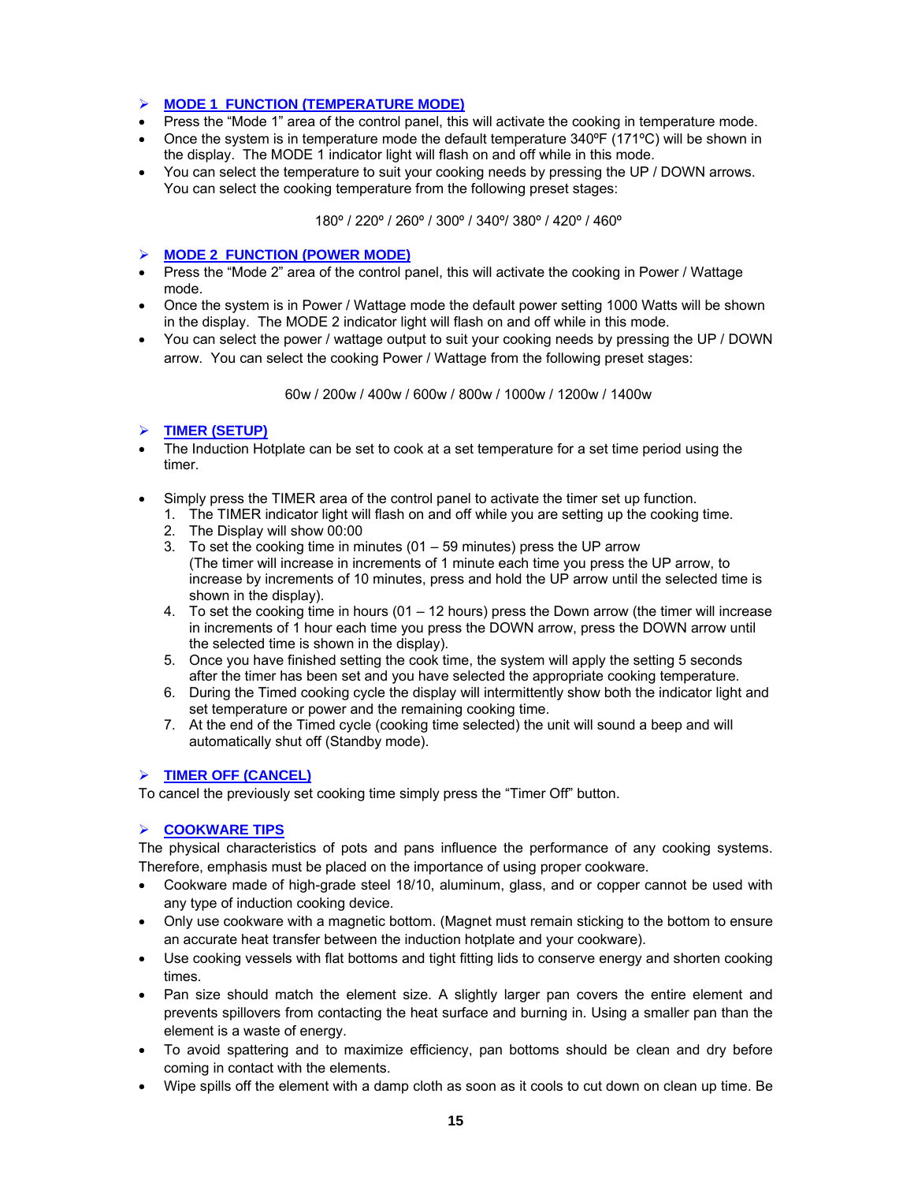### ➢ MODE 1 FUNCTION (TEMPERATURE MODE)

- Press the "Mode 1" area of the control panel, this will activate the cooking in temperature mode.
- Once the system is in temperature mode the default temperature 340ºF (171ºC) will be shown in the display. The MODE 1 indicator light will flash on and off while in this mode.
- You can select the temperature to suit your cooking needs by pressing the UP / DOWN arrows. You can select the cooking temperature from the following preset stages:

180º / 220º / 260º / 300º / 340º/ 380º / 420º / 460º

### ➢ MODE 2 FUNCTION (POWER MODE)

- Press the "Mode 2" area of the control panel, this will activate the cooking in Power / Wattage mode.
- Once the system is in Power / Wattage mode the default power setting 1000 Watts will be shown in the display. The MODE 2 indicator light will flash on and off while in this mode.
- You can select the power / wattage output to suit your cooking needs by pressing the UP / DOWN arrow. You can select the cooking Power / Wattage from the following preset stages:

60w / 200w / 400w / 600w / 800w / 1000w / 1200w / 1400w

### ➢ TIMER (SETUP)

- The Induction Hotplate can be set to cook at a set temperature for a set time period using the timer.

- Simply press the TIMER area of the control panel to activate the timer set up function.
  1. The TIMER indicator light will flash on and off while you are setting up the cooking time.
  2. The Display will show 00:00
  3. To set the cooking time in minutes (01 – 59 minutes) press the UP arrow (The timer will increase in increments of 1 minute each time you press the UP arrow, to increase by increments of 10 minutes, press and hold the UP arrow until the selected time is shown in the display).
  4. To set the cooking time in hours (01 – 12 hours) press the Down arrow (the timer will increase in increments of 1 hour each time you press the DOWN arrow, press the DOWN arrow until the selected time is shown in the display).
  5. Once you have finished setting the cook time, the system will apply the setting 5 seconds after the timer has been set and you have selected the appropriate cooking temperature.
  6. During the Timed cooking cycle the display will intermittently show both the indicator light and set temperature or power and the remaining cooking time.
  7. At the end of the Timed cycle (cooking time selected) the unit will sound a beep and will automatically shut off (Standby mode).

### ➢ TIMER OFF (CANCEL)

To cancel the previously set cooking time simply press the "Timer Off" button.

### ➢ COOKWARE TIPS

The physical characteristics of pots and pans influence the performance of any cooking systems. Therefore, emphasis must be placed on the importance of using proper cookware.

- Cookware made of high-grade steel 18/10, aluminum, glass, and or copper cannot be used with any type of induction cooking device.
- Only use cookware with a magnetic bottom. (Magnet must remain sticking to the bottom to ensure an accurate heat transfer between the induction hotplate and your cookware).
- Use cooking vessels with flat bottoms and tight fitting lids to conserve energy and shorten cooking times.
- Pan size should match the element size. A slightly larger pan covers the entire element and prevents spillovers from contacting the heat surface and burning in. Using a smaller pan than the element is a waste of energy.
- To avoid spattering and to maximize efficiency, pan bottoms should be clean and dry before coming in contact with the elements.
- Wipe spills off the element with a damp cloth as soon as it cools to cut down on clean up time. Be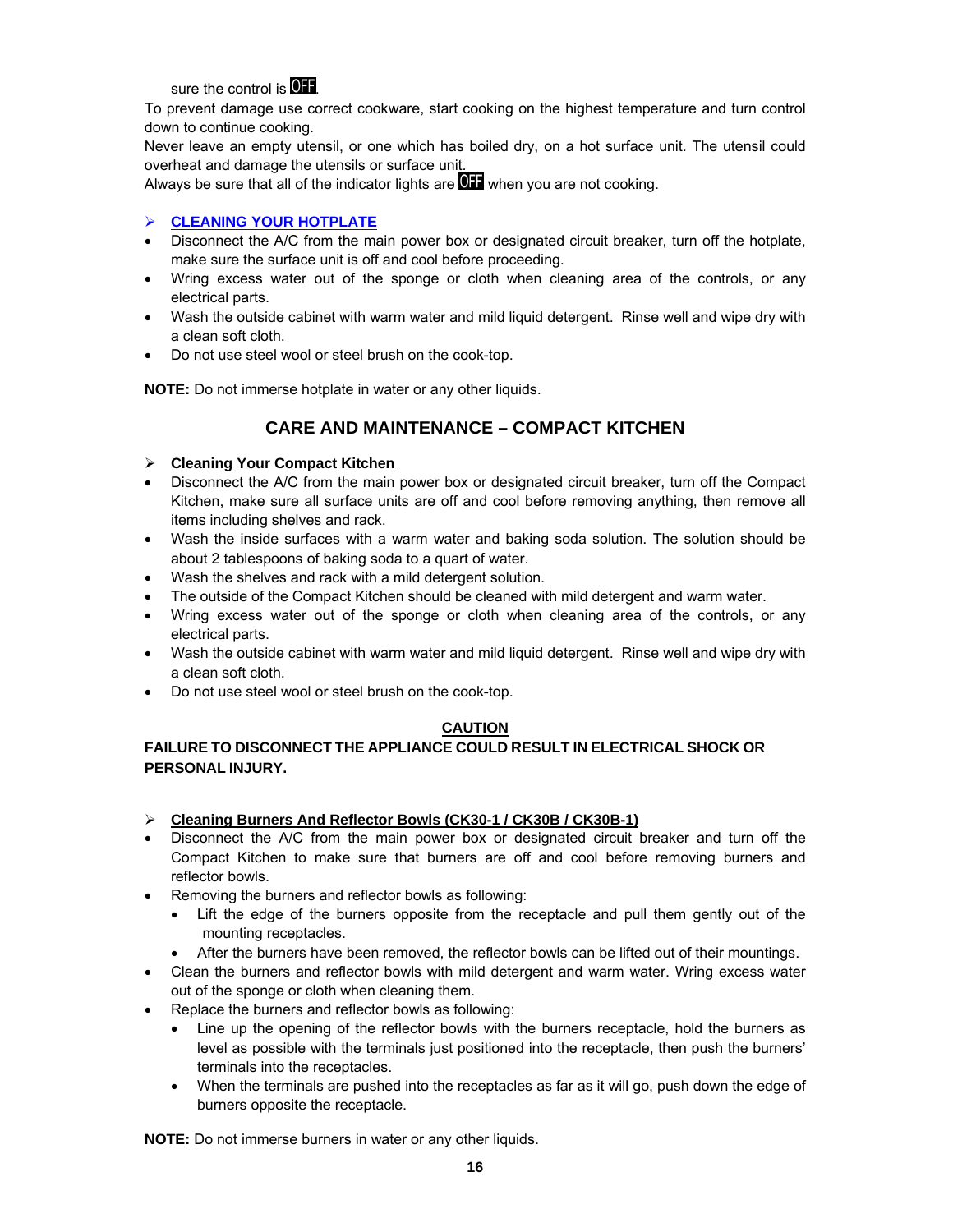sure the control is OFF.

To prevent damage use correct cookware, start cooking on the highest temperature and turn control down to continue cooking.

Never leave an empty utensil, or one which has boiled dry, on a hot surface unit. The utensil could overheat and damage the utensils or surface unit.

Always be sure that all of the indicator lights are OFF when you are not cooking.

- **CLEANING YOUR HOTPLATE**

- Disconnect the A/C from the main power box or designated circuit breaker, turn off the hotplate, make sure the surface unit is off and cool before proceeding.
- Wring excess water out of the sponge or cloth when cleaning area of the controls, or any electrical parts.
- Wash the outside cabinet with warm water and mild liquid detergent. Rinse well and wipe dry with a clean soft cloth.
- Do not use steel wool or steel brush on the cook-top.

**NOTE:** Do not immerse hotplate in water or any other liquids.

## CARE AND MAINTENANCE – COMPACT KITCHEN

- **Cleaning Your Compact Kitchen**

- Disconnect the A/C from the main power box or designated circuit breaker, turn off the Compact Kitchen, make sure all surface units are off and cool before removing anything, then remove all items including shelves and rack.
- Wash the inside surfaces with a warm water and baking soda solution. The solution should be about 2 tablespoons of baking soda to a quart of water.
- Wash the shelves and rack with a mild detergent solution.
- The outside of the Compact Kitchen should be cleaned with mild detergent and warm water.
- Wring excess water out of the sponge or cloth when cleaning area of the controls, or any electrical parts.
- Wash the outside cabinet with warm water and mild liquid detergent. Rinse well and wipe dry with a clean soft cloth.
- Do not use steel wool or steel brush on the cook-top.

**CAUTION**

**FAILURE TO DISCONNECT THE APPLIANCE COULD RESULT IN ELECTRICAL SHOCK OR PERSONAL INJURY.**

- **Cleaning Burners And Reflector Bowls (CK30-1 / CK30B / CK30B-1)**

- Disconnect the A/C from the main power box or designated circuit breaker and turn off the Compact Kitchen to make sure that burners are off and cool before removing burners and reflector bowls.
- Removing the burners and reflector bowls as following:
  - Lift the edge of the burners opposite from the receptacle and pull them gently out of the mounting receptacles.
  - After the burners have been removed, the reflector bowls can be lifted out of their mountings.
- Clean the burners and reflector bowls with mild detergent and warm water. Wring excess water out of the sponge or cloth when cleaning them.
- Replace the burners and reflector bowls as following:
  - Line up the opening of the reflector bowls with the burners receptacle, hold the burners as level as possible with the terminals just positioned into the receptacle, then push the burners' terminals into the receptacles.
  - When the terminals are pushed into the receptacles as far as it will go, push down the edge of burners opposite the receptacle.

**NOTE:** Do not immerse burners in water or any other liquids.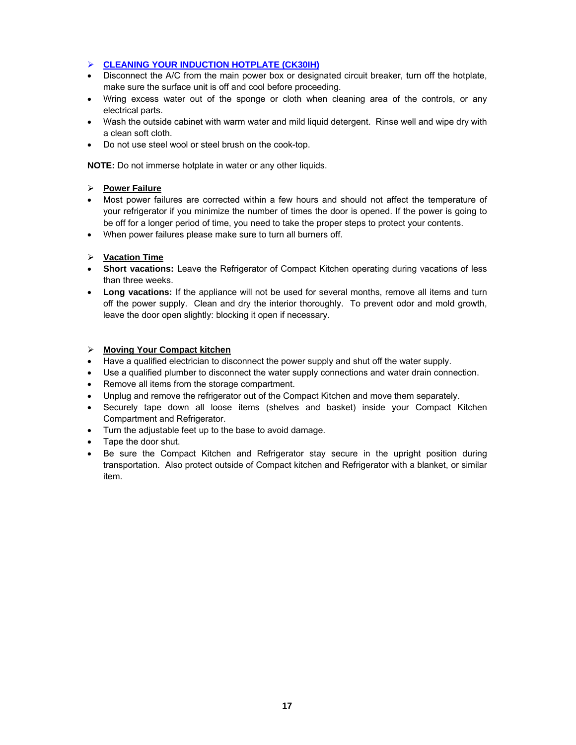## CLEANING YOUR INDUCTION HOTPLATE (CK30IH)

- Disconnect the A/C from the main power box or designated circuit breaker, turn off the hotplate, make sure the surface unit is off and cool before proceeding.
- Wring excess water out of the sponge or cloth when cleaning area of the controls, or any electrical parts.
- Wash the outside cabinet with warm water and mild liquid detergent. Rinse well and wipe dry with a clean soft cloth.
- Do not use steel wool or steel brush on the cook-top.

**NOTE:** Do not immerse hotplate in water or any other liquids.

## Power Failure

- Most power failures are corrected within a few hours and should not affect the temperature of your refrigerator if you minimize the number of times the door is opened. If the power is going to be off for a longer period of time, you need to take the proper steps to protect your contents.
- When power failures please make sure to turn all burners off.

## Vacation Time

- **Short vacations:** Leave the Refrigerator of Compact Kitchen operating during vacations of less than three weeks.
- **Long vacations:** If the appliance will not be used for several months, remove all items and turn off the power supply. Clean and dry the interior thoroughly. To prevent odor and mold growth, leave the door open slightly: blocking it open if necessary.

## Moving Your Compact kitchen

- Have a qualified electrician to disconnect the power supply and shut off the water supply.
- Use a qualified plumber to disconnect the water supply connections and water drain connection.
- Remove all items from the storage compartment.
- Unplug and remove the refrigerator out of the Compact Kitchen and move them separately.
- Securely tape down all loose items (shelves and basket) inside your Compact Kitchen Compartment and Refrigerator.
- Turn the adjustable feet up to the base to avoid damage.
- Tape the door shut.
- Be sure the Compact Kitchen and Refrigerator stay secure in the upright position during transportation. Also protect outside of Compact kitchen and Refrigerator with a blanket, or similar item.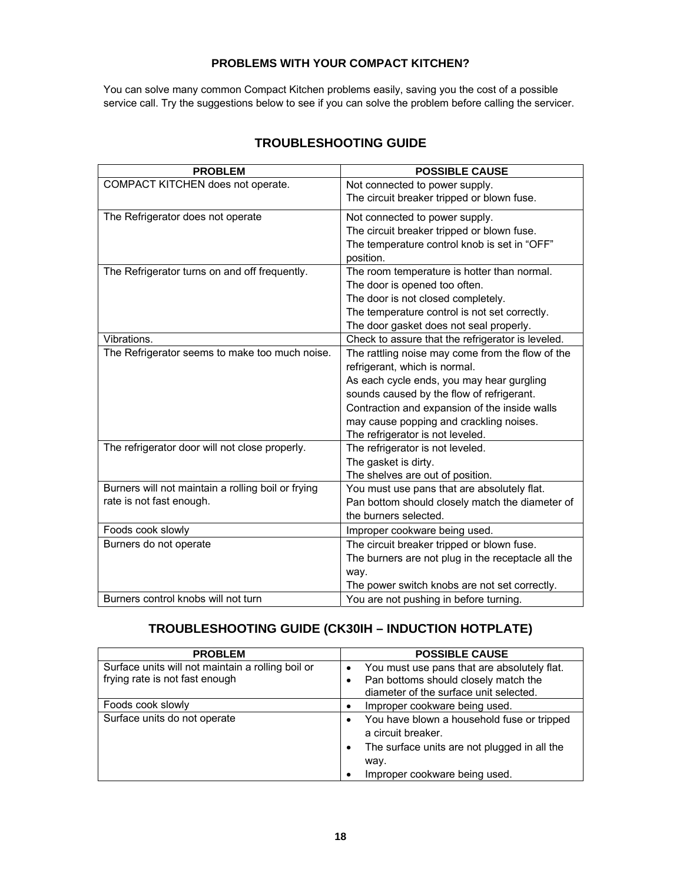## PROBLEMS WITH YOUR COMPACT KITCHEN?

You can solve many common Compact Kitchen problems easily, saving you the cost of a possible service call. Try the suggestions below to see if you can solve the problem before calling the servicer.

## TROUBLESHOOTING GUIDE

| PROBLEM | POSSIBLE CAUSE |
|---|---|
| COMPACT KITCHEN does not operate. | Not connected to power supply.<br>The circuit breaker tripped or blown fuse. |
| The Refrigerator does not operate | Not connected to power supply.<br>The circuit breaker tripped or blown fuse.<br>The temperature control knob is set in "OFF" position. |
| The Refrigerator turns on and off frequently. | The room temperature is hotter than normal.<br>The door is opened too often.<br>The door is not closed completely.<br>The temperature control is not set correctly.<br>The door gasket does not seal properly. |
| Vibrations. | Check to assure that the refrigerator is leveled. |
| The Refrigerator seems to make too much noise. | The rattling noise may come from the flow of the refrigerant, which is normal.<br>As each cycle ends, you may hear gurgling sounds caused by the flow of refrigerant.<br>Contraction and expansion of the inside walls may cause popping and crackling noises.<br>The refrigerator is not leveled. |
| The refrigerator door will not close properly. | The refrigerator is not leveled.<br>The gasket is dirty.<br>The shelves are out of position. |
| Burners will not maintain a rolling boil or frying rate is not fast enough. | You must use pans that are absolutely flat.<br>Pan bottom should closely match the diameter of the burners selected. |
| Foods cook slowly | Improper cookware being used. |
| Burners do not operate | The circuit breaker tripped or blown fuse.<br>The burners are not plug in the receptacle all the way.<br>The power switch knobs are not set correctly. |
| Burners control knobs will not turn | You are not pushing in before turning. |

## TROUBLESHOOTING GUIDE (CK30IH – INDUCTION HOTPLATE)

| PROBLEM | POSSIBLE CAUSE |
|---|---|
| Surface units will not maintain a rolling boil or frying rate is not fast enough | • You must use pans that are absolutely flat.<br>• Pan bottoms should closely match the diameter of the surface unit selected. |
| Foods cook slowly | • Improper cookware being used. |
| Surface units do not operate | • You have blown a household fuse or tripped a circuit breaker.<br>• The surface units are not plugged in all the way.<br>• Improper cookware being used. |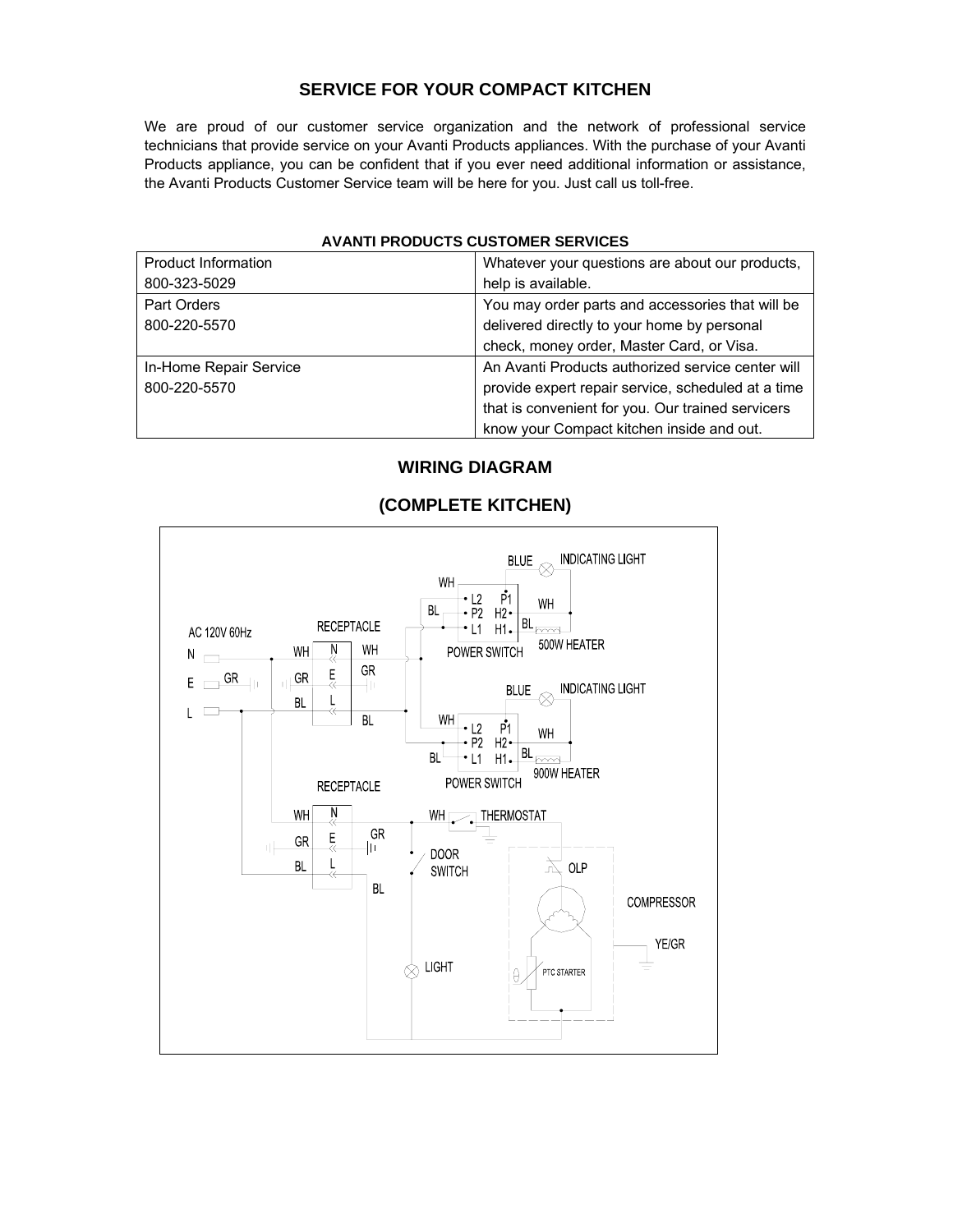## SERVICE FOR YOUR COMPACT KITCHEN

We are proud of our customer service organization and the network of professional service technicians that provide service on your Avanti Products appliances. With the purchase of your Avanti Products appliance, you can be confident that if you ever need additional information or assistance, the Avanti Products Customer Service team will be here for you. Just call us toll-free.

**AVANTI PRODUCTS CUSTOMER SERVICES**

| | |
|---|---|
| Product Information<br>800-323-5029 | Whatever your questions are about our products, help is available. |
| Part Orders<br>800-220-5570 | You may order parts and accessories that will be delivered directly to your home by personal check, money order, Master Card, or Visa. |
| In-Home Repair Service<br>800-220-5570 | An Avanti Products authorized service center will provide expert repair service, scheduled at a time that is convenient for you. Our trained servicers know your Compact kitchen inside and out. |

## WIRING DIAGRAM

## (COMPLETE KITCHEN)

AC 120V 60Hz

N E L

RECEPTACLE

WH GR BL

BLUE INDICATING LIGHT

L2 P1 P2 H2 L1 H1

POWER SWITCH

500W HEATER

900W HEATER

THERMOSTAT

DOOR SWITCH

LIGHT

OLP

COMPRESSOR

PTC STARTER

YE/GR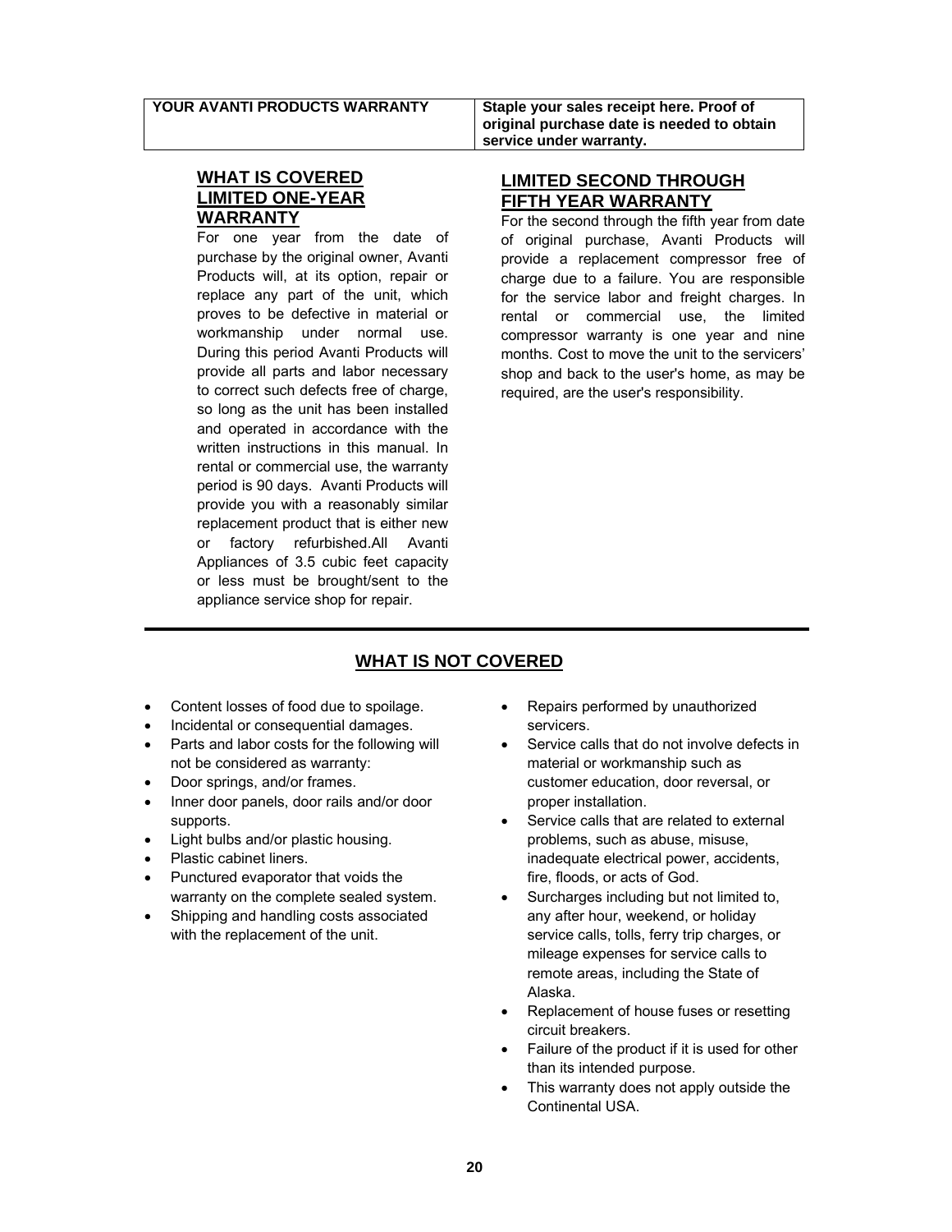| YOUR AVANTI PRODUCTS WARRANTY | Staple your sales receipt here. Proof of original purchase date is needed to obtain service under warranty. |
| --- | --- |

## WHAT IS COVERED LIMITED ONE-YEAR WARRANTY

For one year from the date of purchase by the original owner, Avanti Products will, at its option, repair or replace any part of the unit, which proves to be defective in material or workmanship under normal use. During this period Avanti Products will provide all parts and labor necessary to correct such defects free of charge, so long as the unit has been installed and operated in accordance with the written instructions in this manual. In rental or commercial use, the warranty period is 90 days. Avanti Products will provide you with a reasonably similar replacement product that is either new or factory refurbished.All Avanti Appliances of 3.5 cubic feet capacity or less must be brought/sent to the appliance service shop for repair.

## LIMITED SECOND THROUGH FIFTH YEAR WARRANTY

For the second through the fifth year from date of original purchase, Avanti Products will provide a replacement compressor free of charge due to a failure. You are responsible for the service labor and freight charges. In rental or commercial use, the limited compressor warranty is one year and nine months. Cost to move the unit to the servicers' shop and back to the user's home, as may be required, are the user's responsibility.

## WHAT IS NOT COVERED

- Content losses of food due to spoilage.
- Incidental or consequential damages.
- Parts and labor costs for the following will not be considered as warranty:
- Door springs, and/or frames.
- Inner door panels, door rails and/or door supports.
- Light bulbs and/or plastic housing.
- Plastic cabinet liners.
- Punctured evaporator that voids the warranty on the complete sealed system.
- Shipping and handling costs associated with the replacement of the unit.
- Repairs performed by unauthorized servicers.
- Service calls that do not involve defects in material or workmanship such as customer education, door reversal, or proper installation.
- Service calls that are related to external problems, such as abuse, misuse, inadequate electrical power, accidents, fire, floods, or acts of God.
- Surcharges including but not limited to, any after hour, weekend, or holiday service calls, tolls, ferry trip charges, or mileage expenses for service calls to remote areas, including the State of Alaska.
- Replacement of house fuses or resetting circuit breakers.
- Failure of the product if it is used for other than its intended purpose.
- This warranty does not apply outside the Continental USA.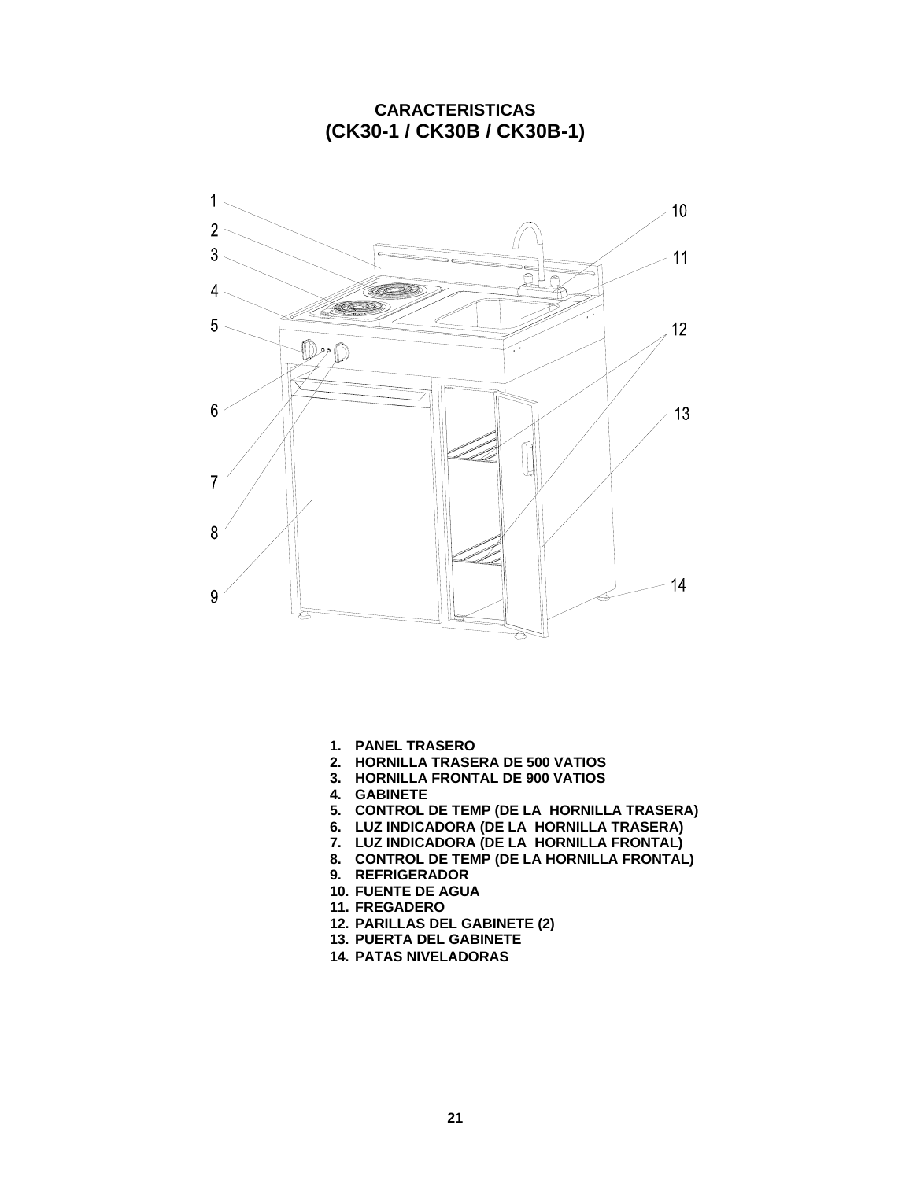## CARACTERISTICAS
## (CK30-1 / CK30B / CK30B-1)

1. **PANEL TRASERO**
2. **HORNILLA TRASERA DE 500 VATIOS**
3. **HORNILLA FRONTAL DE 900 VATIOS**
4. **GABINETE**
5. **CONTROL DE TEMP (DE LA HORNILLA TRASERA)**
6. **LUZ INDICADORA (DE LA HORNILLA TRASERA)**
7. **LUZ INDICADORA (DE LA HORNILLA FRONTAL)**
8. **CONTROL DE TEMP (DE LA HORNILLA FRONTAL)**
9. **REFRIGERADOR**
10. **FUENTE DE AGUA**
11. **FREGADERO**
12. **PARILLAS DEL GABINETE (2)**
13. **PUERTA DEL GABINETE**
14. **PATAS NIVELADORAS**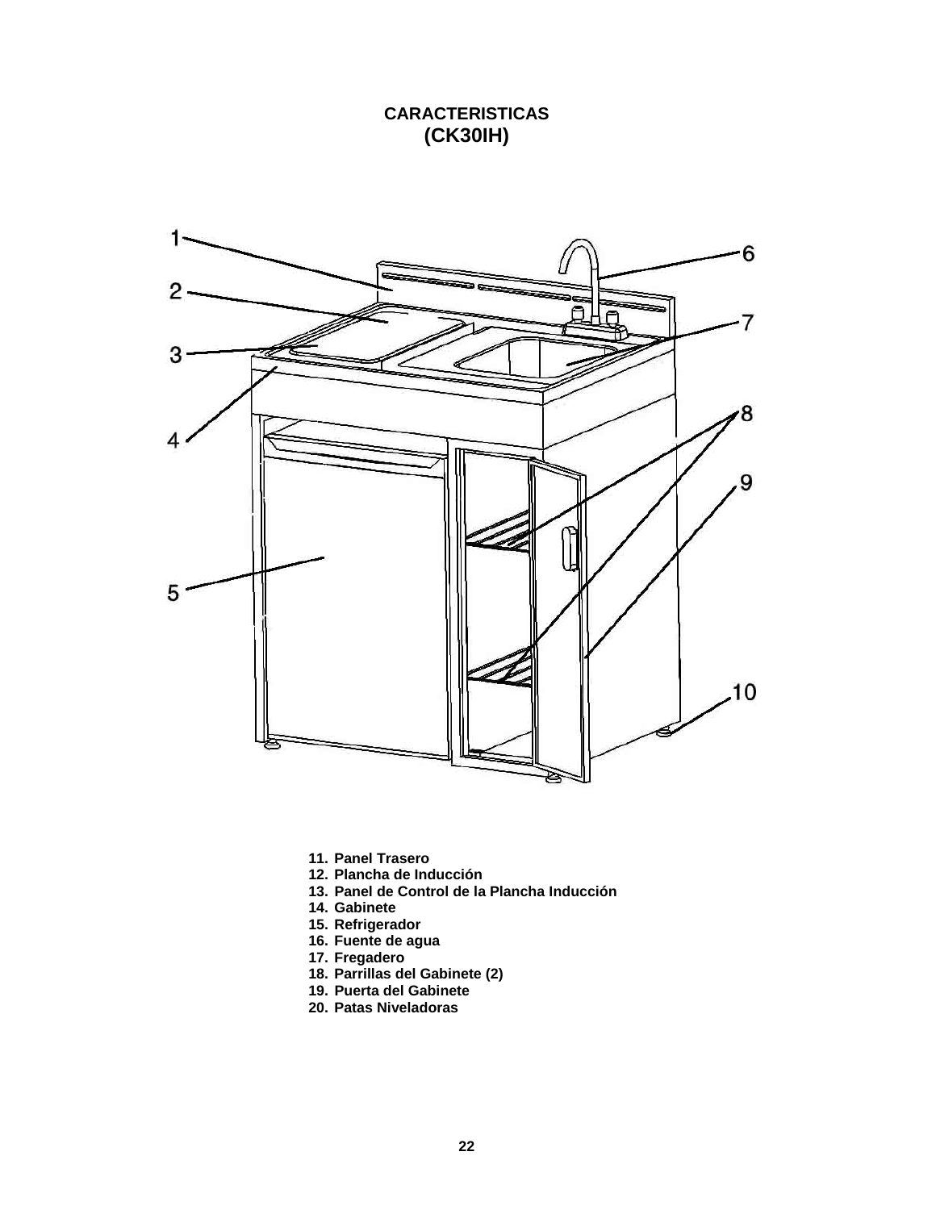**CARACTERISTICAS**
## (CK30IH)

11. Panel Trasero
12. Plancha de Inducción
13. Panel de Control de la Plancha Inducción
14. Gabinete
15. Refrigerador
16. Fuente de agua
17. Fregadero
18. Parrillas del Gabinete (2)
19. Puerta del Gabinete
20. Patas Niveladoras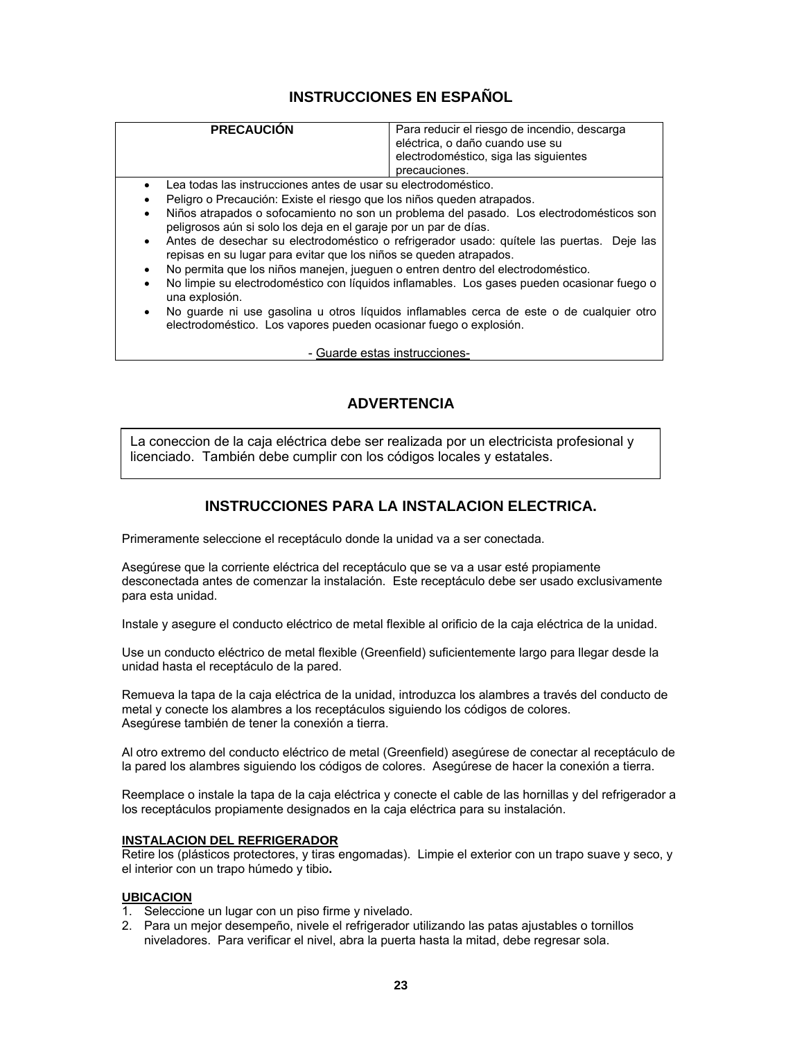## INSTRUCCIONES EN ESPAÑOL

| **PRECAUCIÓN** | Para reducir el riesgo de incendio, descarga eléctrica, o daño cuando use su electrodoméstico, siga las siguientes precauciones. |
|---|---|

- Lea todas las instrucciones antes de usar su electrodoméstico.
- Peligro o Precaución: Existe el riesgo que los niños queden atrapados.
- Niños atrapados o sofocamiento no son un problema del pasado. Los electrodomésticos son peligrosos aún si solo los deja en el garaje por un par de días.
- Antes de desechar su electrodoméstico o refrigerador usado: quítele las puertas. Deje las repisas en su lugar para evitar que los niños se queden atrapados.
- No permita que los niños manejen, jueguen o entren dentro del electrodoméstico.
- No limpie su electrodoméstico con líquidos inflamables. Los gases pueden ocasionar fuego o una explosión.
- No guarde ni use gasolina u otros líquidos inflamables cerca de este o de cualquier otro electrodoméstico. Los vapores pueden ocasionar fuego o explosión.

- Guarde estas instrucciones-

## ADVERTENCIA

La coneccion de la caja eléctrica debe ser realizada por un electricista profesional y licenciado. También debe cumplir con los códigos locales y estatales.

## INSTRUCCIONES PARA LA INSTALACION ELECTRICA.

Primeramente seleccione el receptáculo donde la unidad va a ser conectada.

Asegúrese que la corriente eléctrica del receptáculo que se va a usar esté propiamente desconectada antes de comenzar la instalación. Este receptáculo debe ser usado exclusivamente para esta unidad.

Instale y asegure el conducto eléctrico de metal flexible al orificio de la caja eléctrica de la unidad.

Use un conducto eléctrico de metal flexible (Greenfield) suficientemente largo para llegar desde la unidad hasta el receptáculo de la pared.

Remueva la tapa de la caja eléctrica de la unidad, introduzca los alambres a través del conducto de metal y conecte los alambres a los receptáculos siguiendo los códigos de colores.
Asegúrese también de tener la conexión a tierra.

Al otro extremo del conducto eléctrico de metal (Greenfield) asegúrese de conectar al receptáculo de la pared los alambres siguiendo los códigos de colores. Asegúrese de hacer la conexión a tierra.

Reemplace o instale la tapa de la caja eléctrica y conecte el cable de las hornillas y del refrigerador a los receptáculos propiamente designados en la caja eléctrica para su instalación.

**INSTALACION DEL REFRIGERADOR**

Retire los (plásticos protectores, y tiras engomadas). Limpie el exterior con un trapo suave y seco, y el interior con un trapo húmedo y tibio.

**UBICACION**

1. Seleccione un lugar con un piso firme y nivelado.
2. Para un mejor desempeño, nivele el refrigerador utilizando las patas ajustables o tornillos niveladores. Para verificar el nivel, abra la puerta hasta la mitad, debe regresar sola.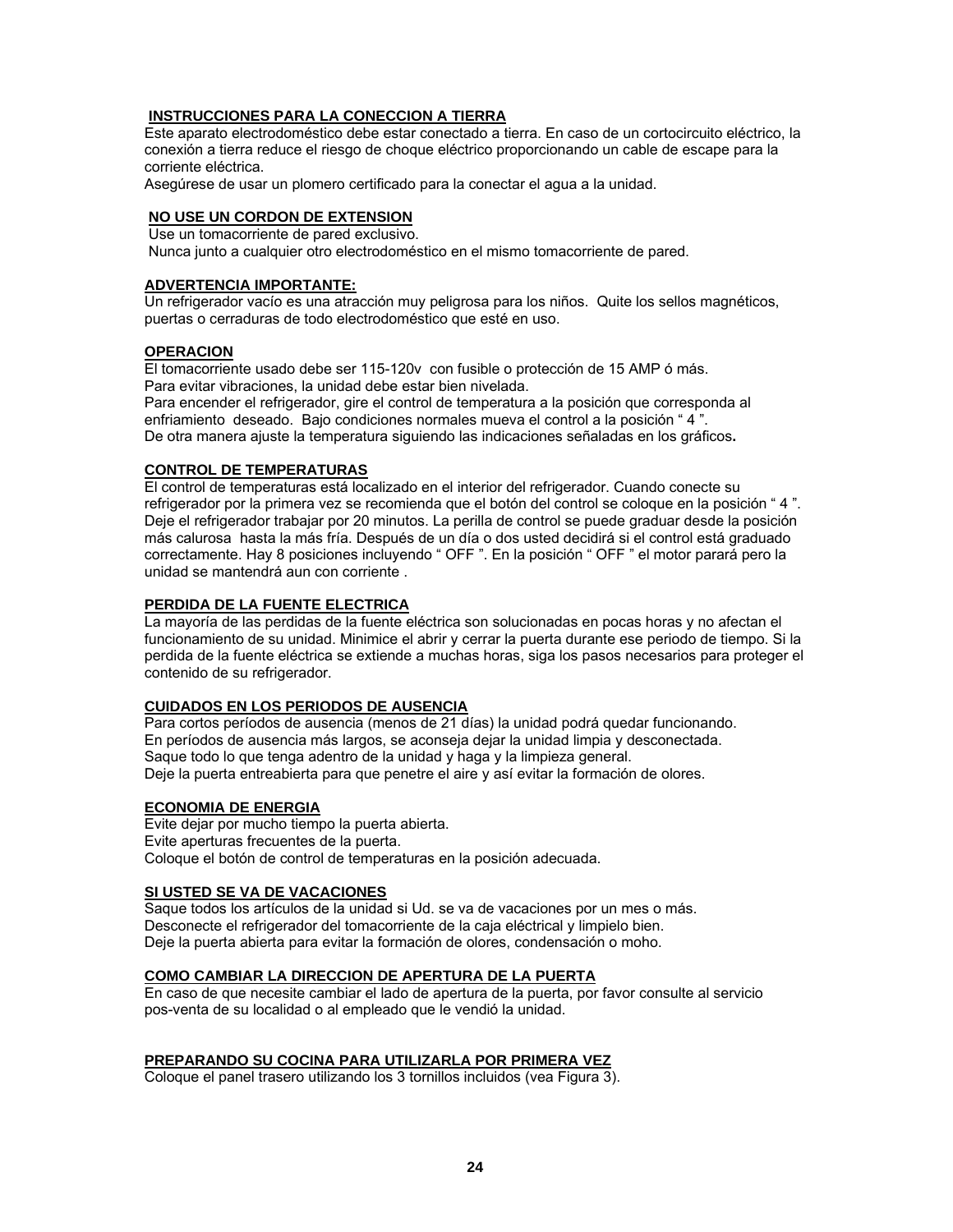## INSTRUCCIONES PARA LA CONECCION A TIERRA

Este aparato electrodoméstico debe estar conectado a tierra. En caso de un cortocircuito eléctrico, la conexión a tierra reduce el riesgo de choque eléctrico proporcionando un cable de escape para la corriente eléctrica.
Asegúrese de usar un plomero certificado para la conectar el agua a la unidad.

## NO USE UN CORDON DE EXTENSION

Use un tomacorriente de pared exclusivo.
Nunca junto a cualquier otro electrodoméstico en el mismo tomacorriente de pared.

## ADVERTENCIA IMPORTANTE:

Un refrigerador vacío es una atracción muy peligrosa para los niños. Quite los sellos magnéticos, puertas o cerraduras de todo electrodoméstico que esté en uso.

## OPERACION

El tomacorriente usado debe ser 115-120v con fusible o protección de 15 AMP ó más.
Para evitar vibraciones, la unidad debe estar bien nivelada.
Para encender el refrigerador, gire el control de temperatura a la posición que corresponda al enfriamiento deseado. Bajo condiciones normales mueva el control a la posición " 4 ".
De otra manera ajuste la temperatura siguiendo las indicaciones señaladas en los gráficos.

## CONTROL DE TEMPERATURAS

El control de temperaturas está localizado en el interior del refrigerador. Cuando conecte su refrigerador por la primera vez se recomienda que el botón del control se coloque en la posición " 4 ". Deje el refrigerador trabajar por 20 minutos. La perilla de control se puede graduar desde la posición más calurosa hasta la más fría. Después de un día o dos usted decidirá si el control está graduado correctamente. Hay 8 posiciones incluyendo " OFF ". En la posición " OFF " el motor parará pero la unidad se mantendrá aun con corriente .

## PERDIDA DE LA FUENTE ELECTRICA

La mayoría de las perdidas de la fuente eléctrica son solucionadas en pocas horas y no afectan el funcionamiento de su unidad. Minimice el abrir y cerrar la puerta durante ese periodo de tiempo. Si la perdida de la fuente eléctrica se extiende a muchas horas, siga los pasos necesarios para proteger el contenido de su refrigerador.

## CUIDADOS EN LOS PERIODOS DE AUSENCIA

Para cortos períodos de ausencia (menos de 21 días) la unidad podrá quedar funcionando.
En períodos de ausencia más largos, se aconseja dejar la unidad limpia y desconectada.
Saque todo lo que tenga adentro de la unidad y haga y la limpieza general.
Deje la puerta entreabierta para que penetre el aire y así evitar la formación de olores.

## ECONOMIA DE ENERGIA

Evite dejar por mucho tiempo la puerta abierta.
Evite aperturas frecuentes de la puerta.
Coloque el botón de control de temperaturas en la posición adecuada.

## SI USTED SE VA DE VACACIONES

Saque todos los artículos de la unidad si Ud. se va de vacaciones por un mes o más.
Desconecte el refrigerador del tomacorriente de la caja eléctrical y limpielo bien.
Deje la puerta abierta para evitar la formación de olores, condensación o moho.

## COMO CAMBIAR LA DIRECCION DE APERTURA DE LA PUERTA

En caso de que necesite cambiar el lado de apertura de la puerta, por favor consulte al servicio pos-venta de su localidad o al empleado que le vendió la unidad.

## PREPARANDO SU COCINA PARA UTILIZARLA POR PRIMERA VEZ

Coloque el panel trasero utilizando los 3 tornillos incluidos (vea Figura 3).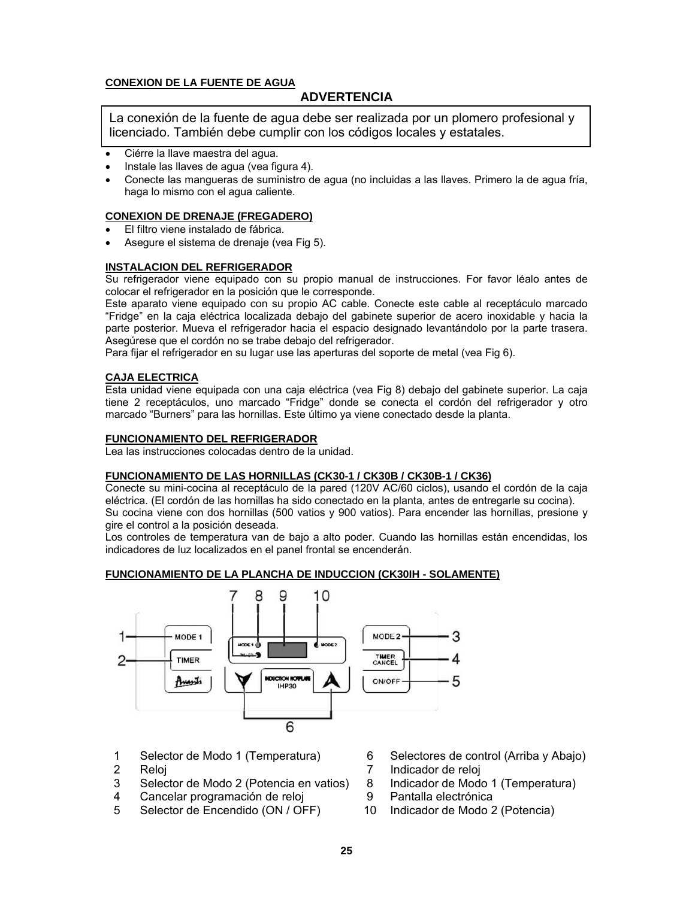**CONEXION DE LA FUENTE DE AGUA**

**ADVERTENCIA**

La conexión de la fuente de agua debe ser realizada por un plomero profesional y licenciado. También debe cumplir con los códigos locales y estatales.

- Ciérre la llave maestra del agua.
- Instale las llaves de agua (vea figura 4).
- Conecte las mangueras de suministro de agua (no incluidas a las llaves. Primero la de agua fría, haga lo mismo con el agua caliente.

**CONEXION DE DRENAJE (FREGADERO)**

- El filtro viene instalado de fábrica.
- Asegure el sistema de drenaje (vea Fig 5).

**INSTALACION DEL REFRIGERADOR**

Su refrigerador viene equipado con su propio manual de instrucciones. For favor léalo antes de colocar el refrigerador en la posición que le corresponde.

Este aparato viene equipado con su propio AC cable. Conecte este cable al receptáculo marcado "Fridge" en la caja eléctrica localizada debajo del gabinete superior de acero inoxidable y hacia la parte posterior. Mueva el refrigerador hacia el espacio designado levantándolo por la parte trasera. Asegúrese que el cordón no se trabe debajo del refrigerador.

Para fijar el refrigerador en su lugar use las aperturas del soporte de metal (vea Fig 6).

**CAJA ELECTRICA**

Esta unidad viene equipada con una caja eléctrica (vea Fig 8) debajo del gabinete superior. La caja tiene 2 receptáculos, uno marcado "Fridge" donde se conecta el cordón del refrigerador y otro marcado "Burners" para las hornillas. Este último ya viene conectado desde la planta.

**FUNCIONAMIENTO DEL REFRIGERADOR**

Lea las instrucciones colocadas dentro de la unidad.

**FUNCIONAMIENTO DE LAS HORNILLAS (CK30-1 / CK30B / CK30B-1 / CK36)**

Conecte su mini-cocina al receptáculo de la pared (120V AC/60 ciclos), usando el cordón de la caja eléctrica. (El cordón de las hornillas ha sido conectado en la planta, antes de entregarle su cocina).

Su cocina viene con dos hornillas (500 vatios y 900 vatios). Para encender las hornillas, presione y gire el control a la posición deseada.

Los controles de temperatura van de bajo a alto poder. Cuando las hornillas están encendidas, los indicadores de luz localizados en el panel frontal se encenderán.

**FUNCIONAMIENTO DE LA PLANCHA DE INDUCCION (CK30IH - SOLAMENTE)**

1 Selector de Modo 1 (Temperatura)
2 Reloj
3 Selector de Modo 2 (Potencia en vatios)
4 Cancelar programación de reloj
5 Selector de Encendido (ON / OFF)
6 Selectores de control (Arriba y Abajo)
7 Indicador de reloj
8 Indicador de Modo 1 (Temperatura)
9 Pantalla electrónica
10 Indicador de Modo 2 (Potencia)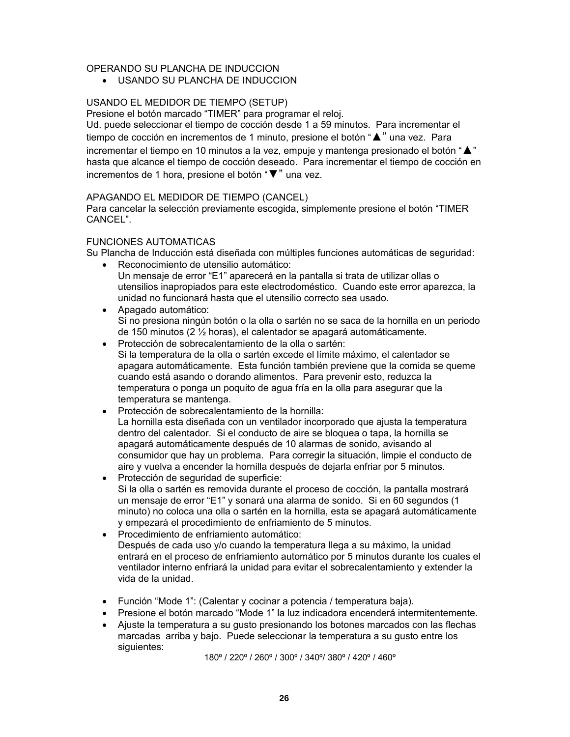OPERANDO SU PLANCHA DE INDUCCION

- USANDO SU PLANCHA DE INDUCCION

USANDO EL MEDIDOR DE TIEMPO (SETUP)
Presione el botón marcado “TIMER” para programar el reloj.
Ud. puede seleccionar el tiempo de cocción desde 1 a 59 minutos. Para incrementar el tiempo de cocción en incrementos de 1 minuto, presione el botón “▲” una vez. Para incrementar el tiempo en 10 minutos a la vez, empuje y mantenga presionado el botón “▲” hasta que alcance el tiempo de cocción deseado. Para incrementar el tiempo de cocción en incrementos de 1 hora, presione el botón “▼” una vez.

APAGANDO EL MEDIDOR DE TIEMPO (CANCEL)
Para cancelar la selección previamente escogida, simplemente presione el botón “TIMER CANCEL”.

FUNCIONES AUTOMATICAS
Su Plancha de Inducción está diseñada con múltiples funciones automáticas de seguridad:

- Reconocimiento de utensilio automático:
  Un mensaje de error “E1” aparecerá en la pantalla si trata de utilizar ollas o utensilios inapropiados para este electrodoméstico. Cuando este error aparezca, la unidad no funcionará hasta que el utensilio correcto sea usado.
- Apagado automático:
  Si no presiona ningún botón o la olla o sartén no se saca de la hornilla en un periodo de 150 minutos (2 ½ horas), el calentador se apagará automáticamente.
- Protección de sobrecalentamiento de la olla o sartén:
  Si la temperatura de la olla o sartén excede el límite máximo, el calentador se apagara automáticamente. Esta función también previene que la comida se queme cuando está asando o dorando alimentos. Para prevenir esto, reduzca la temperatura o ponga un poquito de agua fría en la olla para asegurar que la temperatura se mantenga.
- Protección de sobrecalentamiento de la hornilla:
  La hornilla esta diseñada con un ventilador incorporado que ajusta la temperatura dentro del calentador. Si el conducto de aire se bloquea o tapa, la hornilla se apagará automáticamente después de 10 alarmas de sonido, avisando al consumidor que hay un problema. Para corregir la situación, limpie el conducto de aire y vuelva a encender la hornilla después de dejarla enfriar por 5 minutos.
- Protección de seguridad de superficie:
  Si la olla o sartén es removida durante el proceso de cocción, la pantalla mostrará un mensaje de error “E1” y sonará una alarma de sonido. Si en 60 segundos (1 minuto) no coloca una olla o sartén en la hornilla, esta se apagará automáticamente y empezará el procedimiento de enfriamiento de 5 minutos.
- Procedimiento de enfriamiento automático:
  Después de cada uso y/o cuando la temperatura llega a su máximo, la unidad entrará en el proceso de enfriamiento automático por 5 minutos durante los cuales el ventilador interno enfriará la unidad para evitar el sobrecalentamiento y extender la vida de la unidad.

- Función “Mode 1”: (Calentar y cocinar a potencia / temperatura baja).
- Presione el botón marcado “Mode 1” la luz indicadora encenderá intermitentemente.
- Ajuste la temperatura a su gusto presionando los botones marcados con las flechas marcadas arriba y bajo. Puede seleccionar la temperatura a su gusto entre los siguientes:

180º / 220º / 260º / 300º / 340º/ 380º / 420º / 460º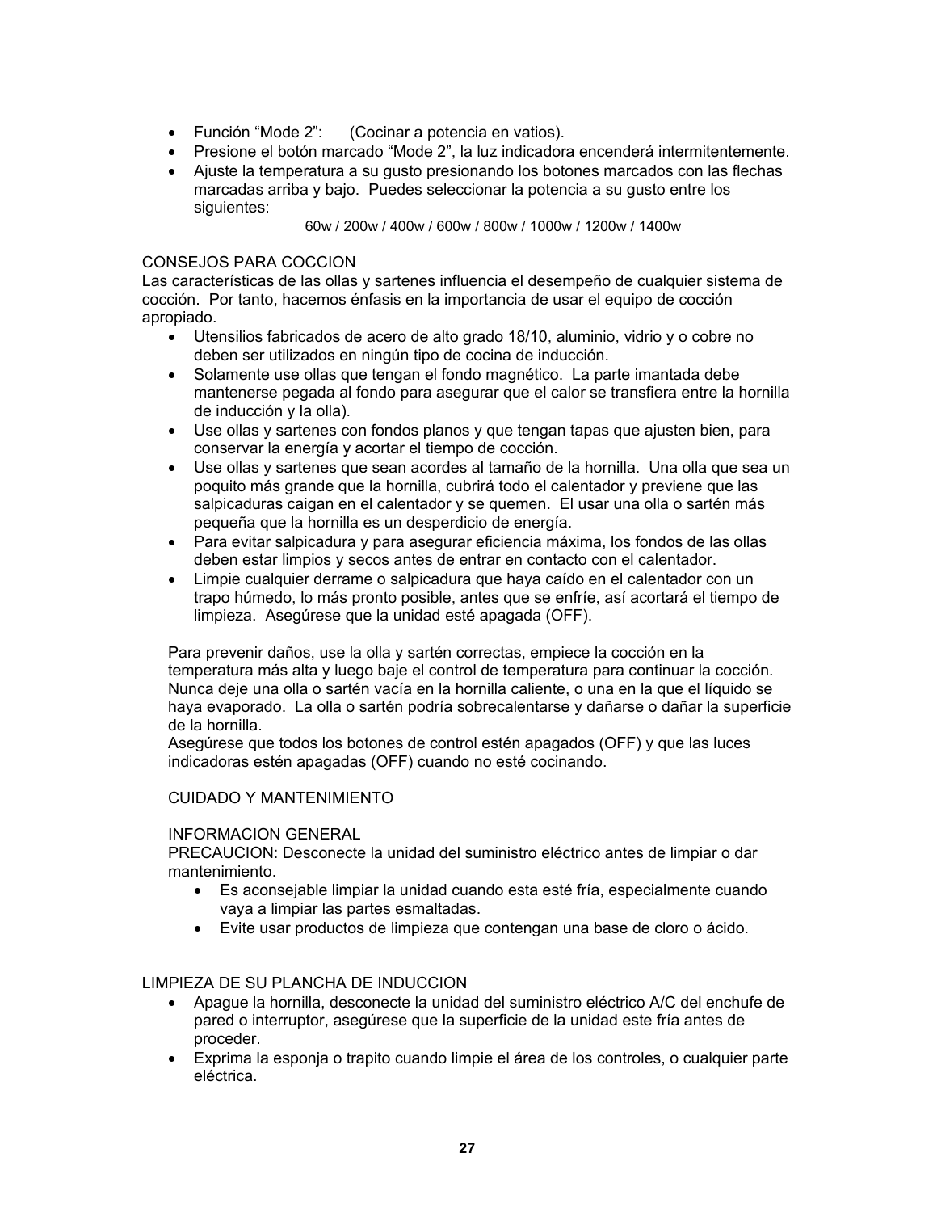- Función “Mode 2”: (Cocinar a potencia en vatios).
- Presione el botón marcado “Mode 2”, la luz indicadora encenderá intermitentemente.
- Ajuste la temperatura a su gusto presionando los botones marcados con las flechas marcadas arriba y bajo. Puedes seleccionar la potencia a su gusto entre los siguientes:

  60w / 200w / 400w / 600w / 800w / 1000w / 1200w / 1400w

CONSEJOS PARA COCCION

Las características de las ollas y sartenes influencia el desempeño de cualquier sistema de cocción. Por tanto, hacemos énfasis en la importancia de usar el equipo de cocción apropiado.

- Utensilios fabricados de acero de alto grado 18/10, aluminio, vidrio y o cobre no deben ser utilizados en ningún tipo de cocina de inducción.
- Solamente use ollas que tengan el fondo magnético. La parte imantada debe mantenerse pegada al fondo para asegurar que el calor se transfiera entre la hornilla de inducción y la olla).
- Use ollas y sartenes con fondos planos y que tengan tapas que ajusten bien, para conservar la energía y acortar el tiempo de cocción.
- Use ollas y sartenes que sean acordes al tamaño de la hornilla. Una olla que sea un poquito más grande que la hornilla, cubrirá todo el calentador y previene que las salpicaduras caigan en el calentador y se quemen. El usar una olla o sartén más pequeña que la hornilla es un desperdicio de energía.
- Para evitar salpicadura y para asegurar eficiencia máxima, los fondos de las ollas deben estar limpios y secos antes de entrar en contacto con el calentador.
- Limpie cualquier derrame o salpicadura que haya caído en el calentador con un trapo húmedo, lo más pronto posible, antes que se enfríe, así acortará el tiempo de limpieza. Asegúrese que la unidad esté apagada (OFF).

Para prevenir daños, use la olla y sartén correctas, empiece la cocción en la temperatura más alta y luego baje el control de temperatura para continuar la cocción. Nunca deje una olla o sartén vacía en la hornilla caliente, o una en la que el líquido se haya evaporado. La olla o sartén podría sobrecalentarse y dañarse o dañar la superficie de la hornilla.

Asegúrese que todos los botones de control estén apagados (OFF) y que las luces indicadoras estén apagadas (OFF) cuando no esté cocinando.

CUIDADO Y MANTENIMIENTO

INFORMACION GENERAL

PRECAUCION: Desconecte la unidad del suministro eléctrico antes de limpiar o dar mantenimiento.

- Es aconsejable limpiar la unidad cuando esta esté fría, especialmente cuando vaya a limpiar las partes esmaltadas.
- Evite usar productos de limpieza que contengan una base de cloro o ácido.

LIMPIEZA DE SU PLANCHA DE INDUCCION

- Apague la hornilla, desconecte la unidad del suministro eléctrico A/C del enchufe de pared o interruptor, asegúrese que la superficie de la unidad este fría antes de proceder.
- Exprima la esponja o trapito cuando limpie el área de los controles, o cualquier parte eléctrica.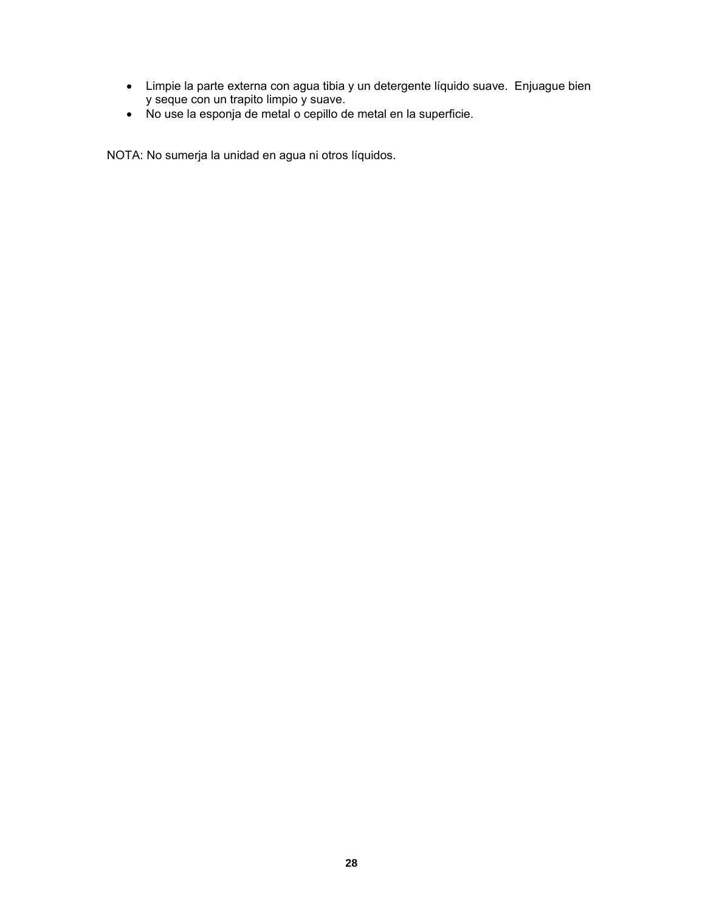- Limpie la parte externa con agua tibia y un detergente líquido suave.  Enjuague bien y seque con un trapito limpio y suave.
- No use la esponja de metal o cepillo de metal en la superficie.

NOTA: No sumerja la unidad en agua ni otros líquidos.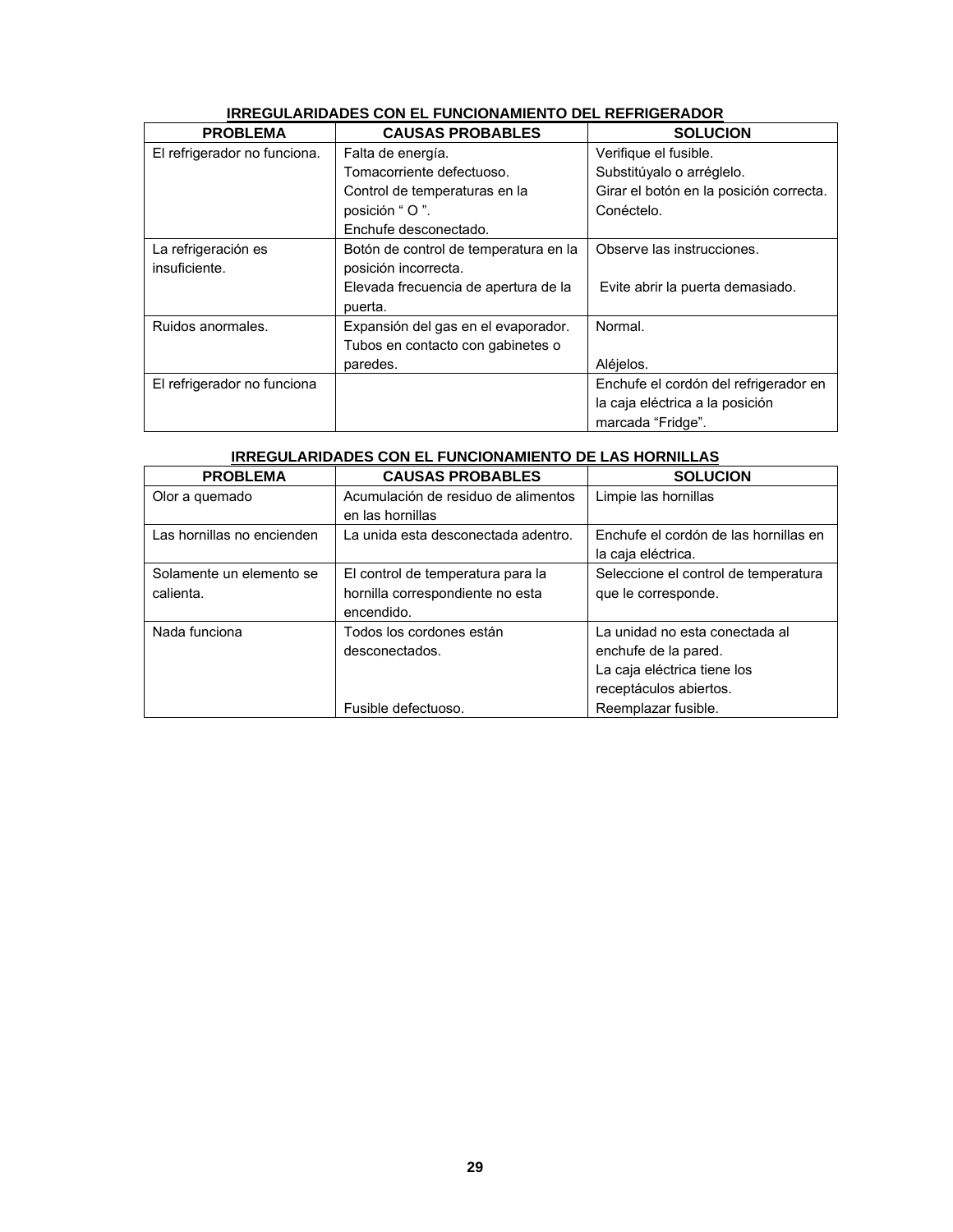**IRREGULARIDADES CON EL FUNCIONAMIENTO DEL REFRIGERADOR**

| PROBLEMA | CAUSAS PROBABLES | SOLUCION |
|---|---|---|
| El refrigerador no funciona. | Falta de energía.<br>Tomacorriente defectuoso.<br>Control de temperaturas en la posición " O ".<br>Enchufe desconectado. | Verifique el fusible.<br>Substitúyalo o arréglelo.<br>Girar el botón en la posición correcta.<br>Conéctelo. |
| La refrigeración es insuficiente. | Botón de control de temperatura en la posición incorrecta.<br>Elevada frecuencia de apertura de la puerta. | Observe las instrucciones.<br>Evite abrir la puerta demasiado. |
| Ruidos anormales. | Expansión del gas en el evaporador.<br>Tubos en contacto con gabinetes o paredes. | Normal.<br>Aléjelos. |
| El refrigerador no funciona | | Enchufe el cordón del refrigerador en la caja eléctrica a la posición marcada "Fridge". |

**IRREGULARIDADES CON EL FUNCIONAMIENTO DE LAS HORNILLAS**

| PROBLEMA | CAUSAS PROBABLES | SOLUCION |
|---|---|---|
| Olor a quemado | Acumulación de residuo de alimentos en las hornillas | Limpie las hornillas |
| Las hornillas no encienden | La unida esta desconectada adentro. | Enchufe el cordón de las hornillas en la caja eléctrica. |
| Solamente un elemento se calienta. | El control de temperatura para la hornilla correspondiente no esta encendido. | Seleccione el control de temperatura que le corresponde. |
| Nada funciona | Todos los cordones están desconectados.<br>Fusible defectuoso. | La unidad no esta conectada al enchufe de la pared.<br>La caja eléctrica tiene los receptáculos abiertos.<br>Reemplazar fusible. |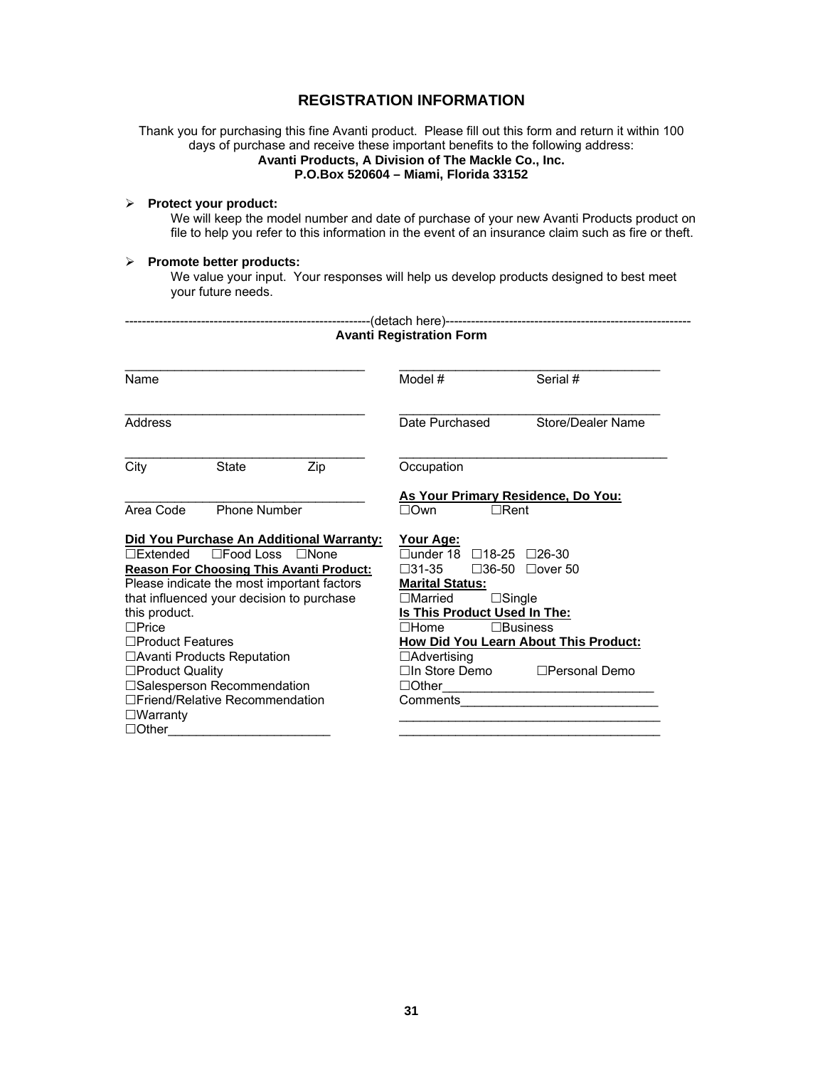# REGISTRATION INFORMATION

Thank you for purchasing this fine Avanti product. Please fill out this form and return it within 100 days of purchase and receive these important benefits to the following address:

**Avanti Products, A Division of The Mackle Co., Inc.**
**P.O.Box 520604 – Miami, Florida 33152**

- **Protect your product:**
  We will keep the model number and date of purchase of your new Avanti Products product on file to help you refer to this information in the event of an insurance claim such as fire or theft.

- **Promote better products:**
  We value your input. Your responses will help us develop products designed to best meet your future needs.

-----------------------------------------------------------(detach here)-----------------------------------------------------------

**Avanti Registration Form**

Name ___________________________________

Address ___________________________________

City       State       Zip ___________________________________

Area Code    Phone Number ___________________________________

Model #       Serial # ___________________________________

Date Purchased       Store/Dealer Name ___________________________________

Occupation ___________________________________

**As Your Primary Residence, Do You:**
☐Own    ☐Rent

**Did You Purchase An Additional Warranty:**
☐Extended  ☐Food Loss  ☐None

**Reason For Choosing This Avanti Product:**
Please indicate the most important factors that influenced your decision to purchase this product.

☐Price
☐Product Features
☐Avanti Products Reputation
☐Product Quality
☐Salesperson Recommendation
☐Friend/Relative Recommendation
☐Warranty
☐Other_______________________

**Your Age:**
☐under 18  ☐18-25  ☐26-30
☐31-35  ☐36-50  ☐over 50

**Marital Status:**
☐Married  ☐Single

**Is This Product Used In The:**
☐Home  ☐Business

**How Did You Learn About This Product:**
☐Advertising
☐In Store Demo  ☐Personal Demo
☐Other_____________________________

Comments____________________________
_____________________________________
_____________________________________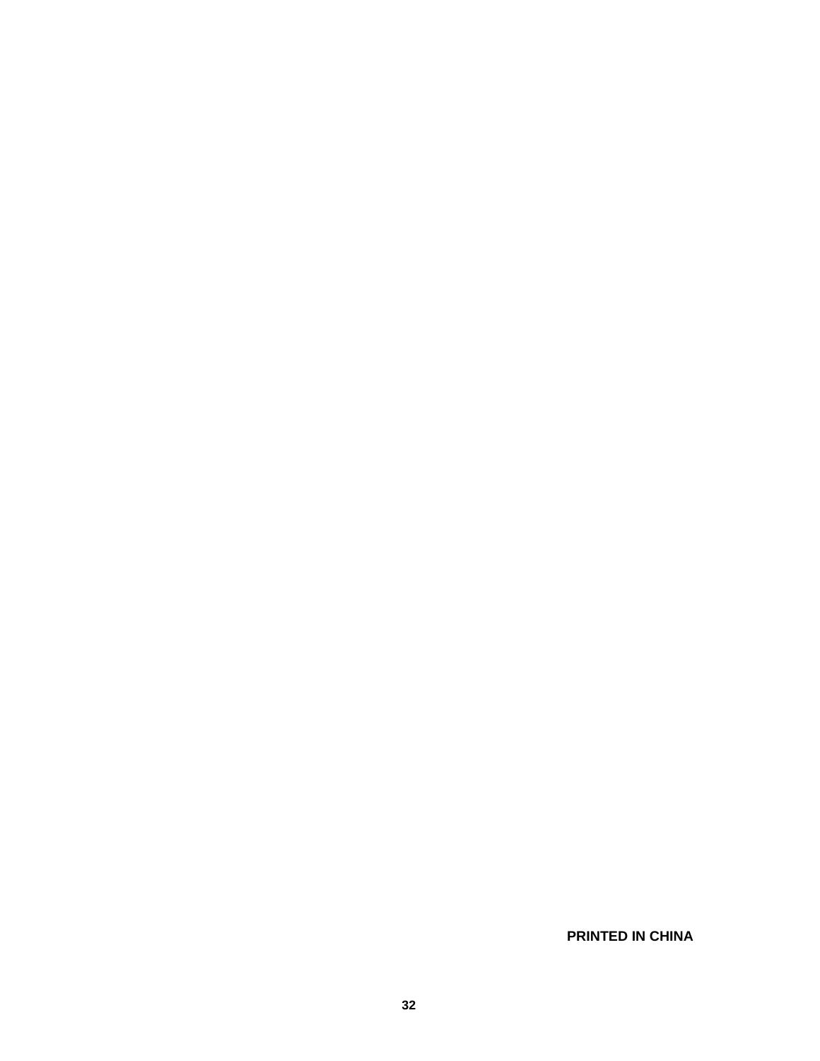**PRINTED IN CHINA**